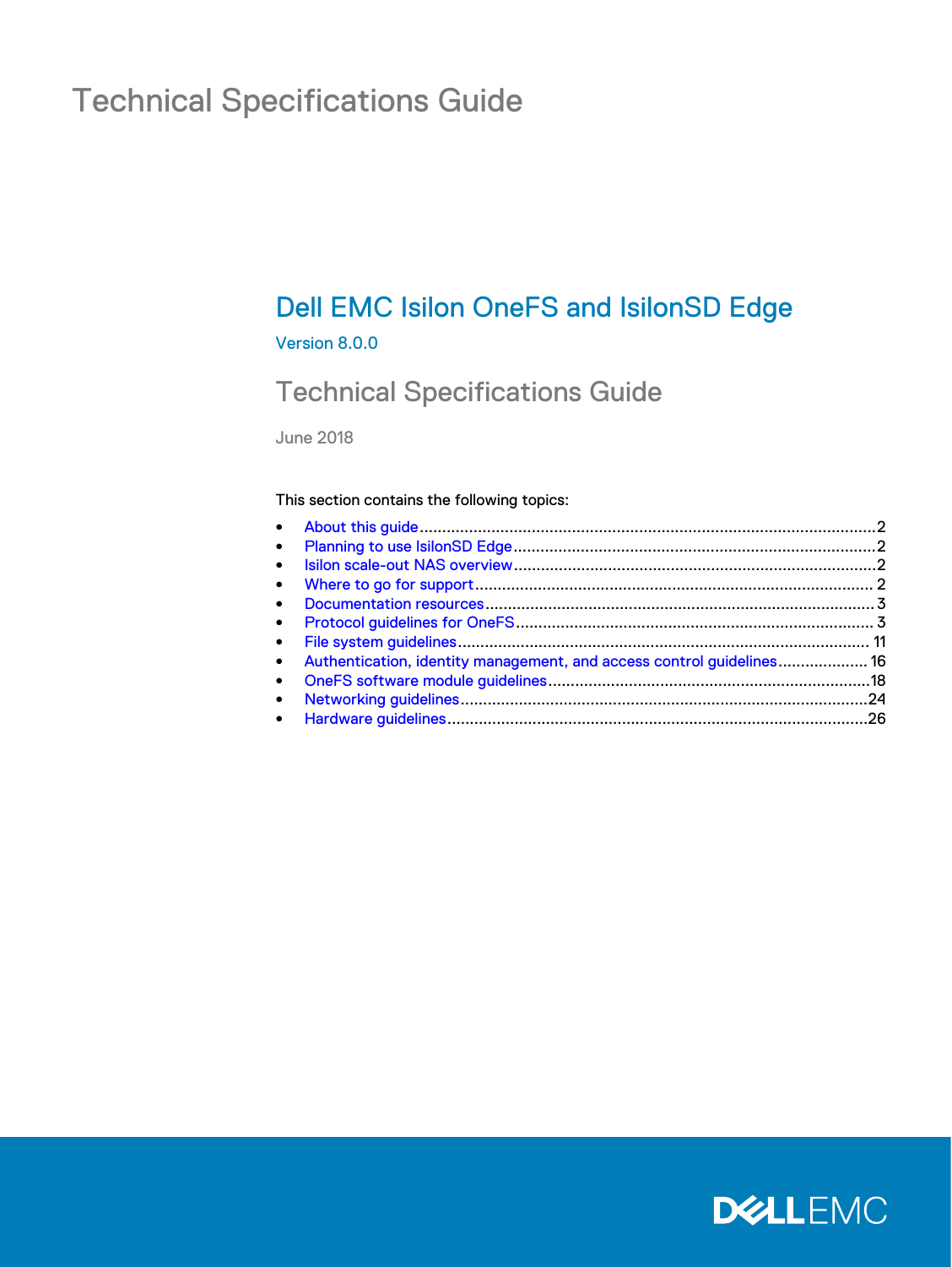# Technical Specifications Guide

## Dell EMC Isilon OneFS and IsilonSD Edge

Version 8.0.0

## Technical Specifications Guide

June 2018

This section contains the following topics:

- About this guide.....................................................................................................2
- Planning to use IsilonSD Edge................................................................................2
- Isilon scale-out NAS overview................................................................................2
- Where to go for support........................................................................................ 2
- Documentation resources......................................................................................3
- Protocol guidelines for OneFS............................................................................... 3
- File system guidelines........................................................................................... 11
- Authentication, identity management, and access control guidelines.................... 16
- OneFS software module guidelines.......................................................................18
- Networking guidelines..........................................................................................24
- Hardware guidelines.............................................................................................26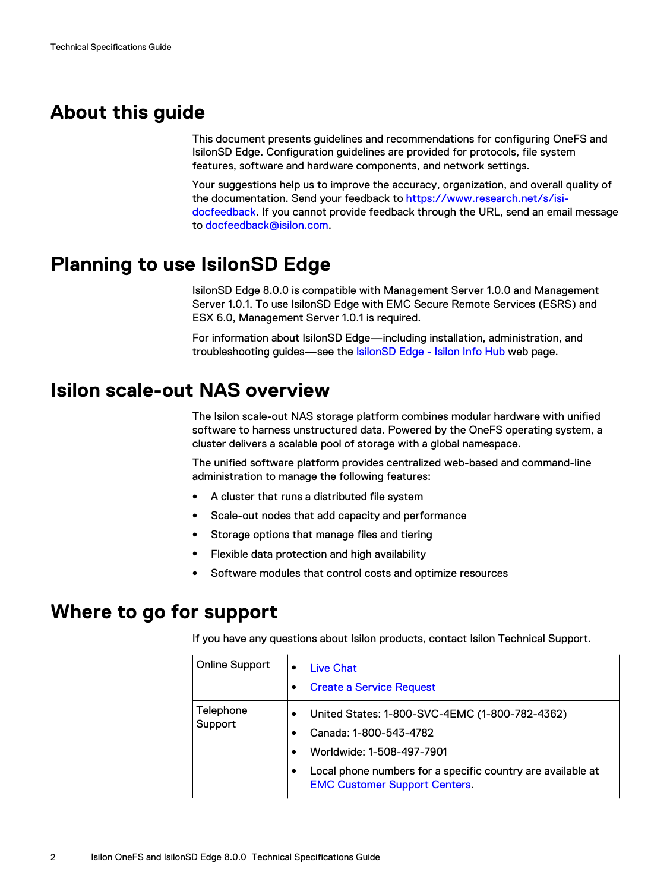# About this guide

This document presents guidelines and recommendations for configuring OneFS and IsilonSD Edge. Configuration guidelines are provided for protocols, file system features, software and hardware components, and network settings.

Your suggestions help us to improve the accuracy, organization, and overall quality of the documentation. Send your feedback to https://www.research.net/s/isi-docfeedback. If you cannot provide feedback through the URL, send an email message to docfeedback@isilon.com.

# Planning to use IsilonSD Edge

IsilonSD Edge 8.0.0 is compatible with Management Server 1.0.0 and Management Server 1.0.1. To use IsilonSD Edge with EMC Secure Remote Services (ESRS) and ESX 6.0, Management Server 1.0.1 is required.

For information about IsilonSD Edge—including installation, administration, and troubleshooting guides—see the IsilonSD Edge - Isilon Info Hub web page.

# Isilon scale-out NAS overview

The Isilon scale-out NAS storage platform combines modular hardware with unified software to harness unstructured data. Powered by the OneFS operating system, a cluster delivers a scalable pool of storage with a global namespace.

The unified software platform provides centralized web-based and command-line administration to manage the following features:

- A cluster that runs a distributed file system
- Scale-out nodes that add capacity and performance
- Storage options that manage files and tiering
- Flexible data protection and high availability
- Software modules that control costs and optimize resources

# Where to go for support

If you have any questions about Isilon products, contact Isilon Technical Support.

| | |
|---|---|
| Online Support | • Live Chat<br>• Create a Service Request |
| Telephone Support | • United States: 1-800-SVC-4EMC (1-800-782-4362)<br>• Canada: 1-800-543-4782<br>• Worldwide: 1-508-497-7901<br>• Local phone numbers for a specific country are available at EMC Customer Support Centers. |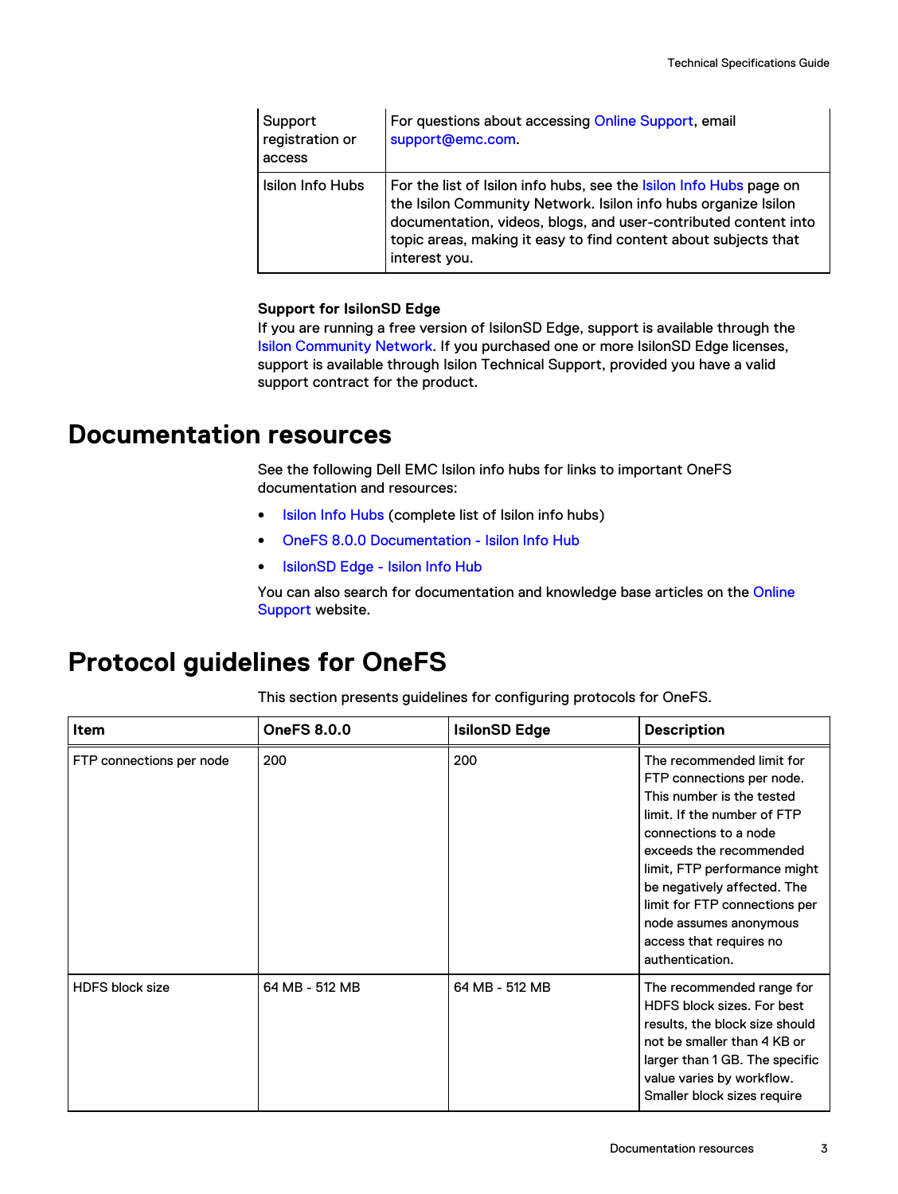| | |
|---|---|
| Support registration or access | For questions about accessing Online Support, email support@emc.com. |
| Isilon Info Hubs | For the list of Isilon info hubs, see the Isilon Info Hubs page on the Isilon Community Network. Isilon info hubs organize Isilon documentation, videos, blogs, and user-contributed content into topic areas, making it easy to find content about subjects that interest you. |

**Support for IsilonSD Edge**

If you are running a free version of IsilonSD Edge, support is available through the Isilon Community Network. If you purchased one or more IsilonSD Edge licenses, support is available through Isilon Technical Support, provided you have a valid support contract for the product.

# Documentation resources

See the following Dell EMC Isilon info hubs for links to important OneFS documentation and resources:

- Isilon Info Hubs (complete list of Isilon info hubs)
- OneFS 8.0.0 Documentation - Isilon Info Hub
- IsilonSD Edge - Isilon Info Hub

You can also search for documentation and knowledge base articles on the Online Support website.

# Protocol guidelines for OneFS

This section presents guidelines for configuring protocols for OneFS.

| Item | OneFS 8.0.0 | IsilonSD Edge | Description |
|---|---|---|---|
| FTP connections per node | 200 | 200 | The recommended limit for FTP connections per node. This number is the tested limit. If the number of FTP connections to a node exceeds the recommended limit, FTP performance might be negatively affected. The limit for FTP connections per node assumes anonymous access that requires no authentication. |
| HDFS block size | 64 MB - 512 MB | 64 MB - 512 MB | The recommended range for HDFS block sizes. For best results, the block size should not be smaller than 4 KB or larger than 1 GB. The specific value varies by workflow. Smaller block sizes require |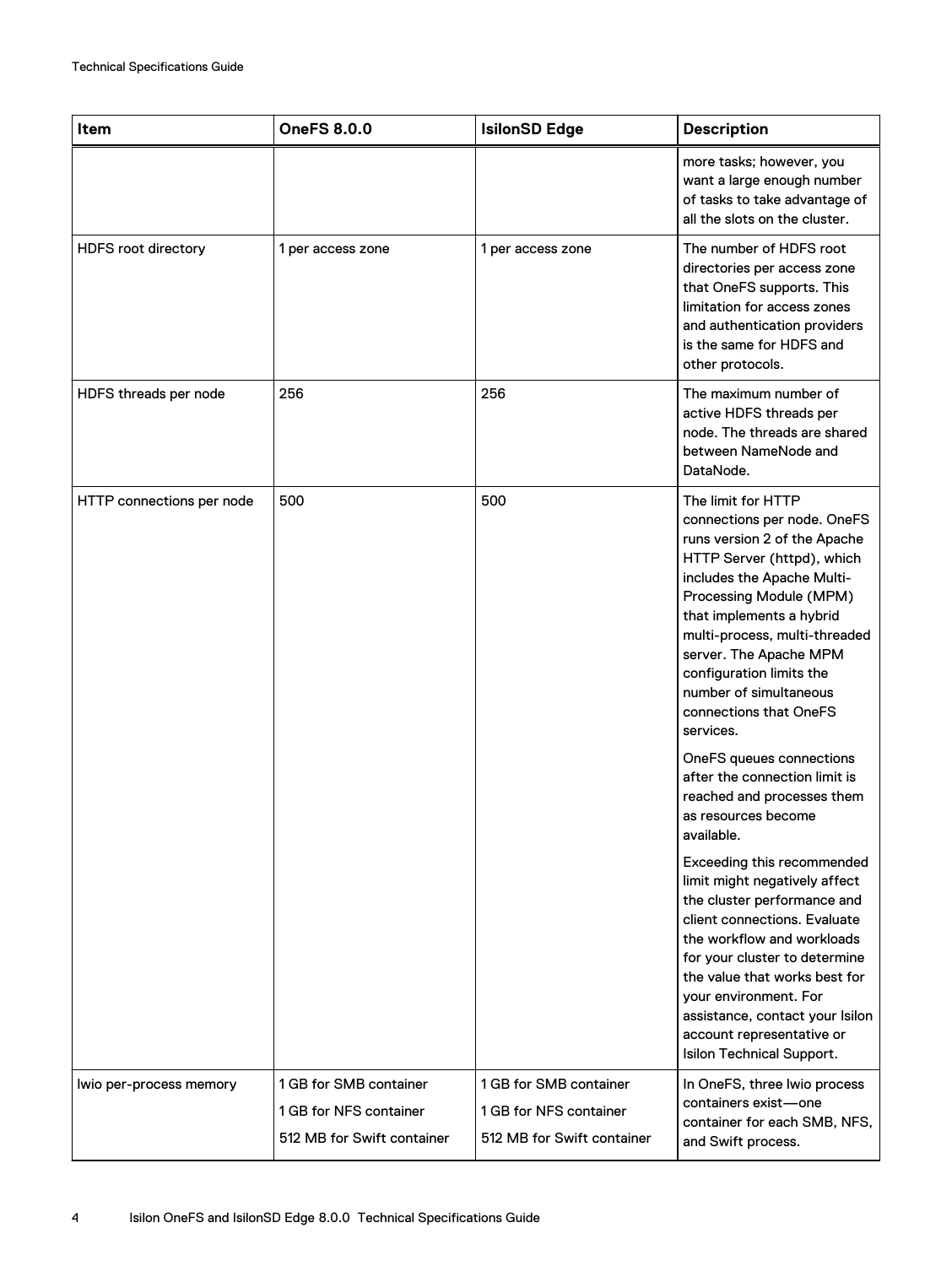| Item | OneFS 8.0.0 | IsilonSD Edge | Description |
|---|---|---|---|
| | | | more tasks; however, you want a large enough number of tasks to take advantage of all the slots on the cluster. |
| HDFS root directory | 1 per access zone | 1 per access zone | The number of HDFS root directories per access zone that OneFS supports. This limitation for access zones and authentication providers is the same for HDFS and other protocols. |
| HDFS threads per node | 256 | 256 | The maximum number of active HDFS threads per node. The threads are shared between NameNode and DataNode. |
| HTTP connections per node | 500 | 500 | The limit for HTTP connections per node. OneFS runs version 2 of the Apache HTTP Server (httpd), which includes the Apache Multi-Processing Module (MPM) that implements a hybrid multi-process, multi-threaded server. The Apache MPM configuration limits the number of simultaneous connections that OneFS services.<br><br>OneFS queues connections after the connection limit is reached and processes them as resources become available.<br><br>Exceeding this recommended limit might negatively affect the cluster performance and client connections. Evaluate the workflow and workloads for your cluster to determine the value that works best for your environment. For assistance, contact your Isilon account representative or Isilon Technical Support. |
| lwio per-process memory | 1 GB for SMB container<br><br>1 GB for NFS container<br><br>512 MB for Swift container | 1 GB for SMB container<br><br>1 GB for NFS container<br><br>512 MB for Swift container | In OneFS, three lwio process containers exist—one container for each SMB, NFS, and Swift process. |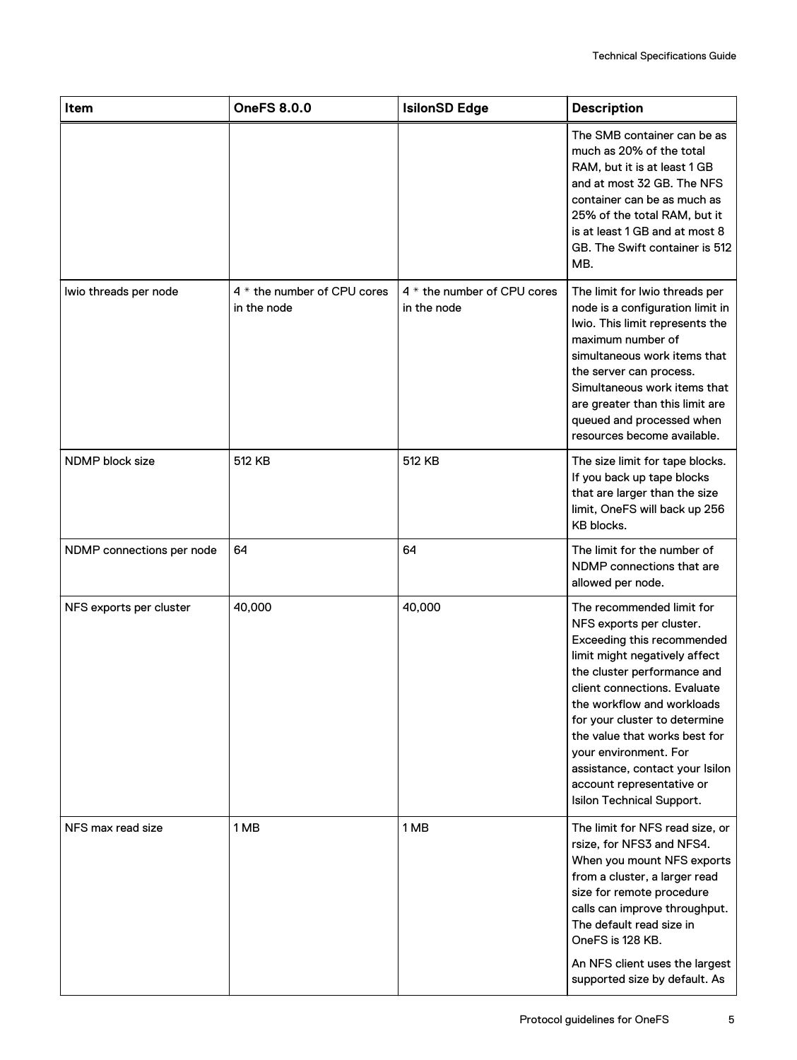| Item | OneFS 8.0.0 | IsilonSD Edge | Description |
|---|---|---|---|
| | | | The SMB container can be as much as 20% of the total RAM, but it is at least 1 GB and at most 32 GB. The NFS container can be as much as 25% of the total RAM, but it is at least 1 GB and at most 8 GB. The Swift container is 512 MB. |
| lwio threads per node | 4 * the number of CPU cores in the node | 4 * the number of CPU cores in the node | The limit for lwio threads per node is a configuration limit in lwio. This limit represents the maximum number of simultaneous work items that the server can process. Simultaneous work items that are greater than this limit are queued and processed when resources become available. |
| NDMP block size | 512 KB | 512 KB | The size limit for tape blocks. If you back up tape blocks that are larger than the size limit, OneFS will back up 256 KB blocks. |
| NDMP connections per node | 64 | 64 | The limit for the number of NDMP connections that are allowed per node. |
| NFS exports per cluster | 40,000 | 40,000 | The recommended limit for NFS exports per cluster. Exceeding this recommended limit might negatively affect the cluster performance and client connections. Evaluate the workflow and workloads for your cluster to determine the value that works best for your environment. For assistance, contact your Isilon account representative or Isilon Technical Support. |
| NFS max read size | 1 MB | 1 MB | The limit for NFS read size, or rsize, for NFS3 and NFS4. When you mount NFS exports from a cluster, a larger read size for remote procedure calls can improve throughput. The default read size in OneFS is 128 KB. An NFS client uses the largest supported size by default. As |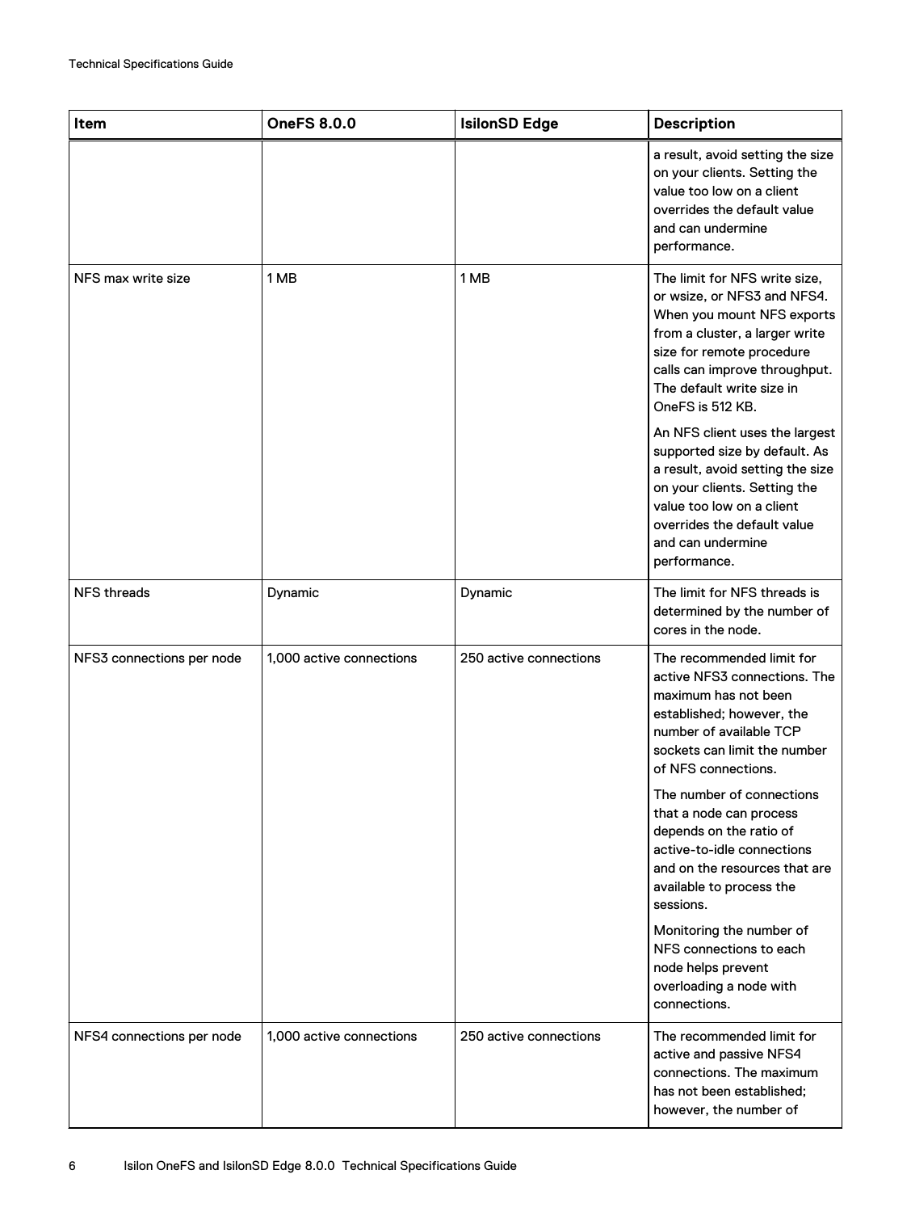| Item | OneFS 8.0.0 | IsilonSD Edge | Description |
| --- | --- | --- | --- |
| | | | a result, avoid setting the size on your clients. Setting the value too low on a client overrides the default value and can undermine performance. |
| NFS max write size | 1 MB | 1 MB | The limit for NFS write size, or wsize, or NFS3 and NFS4. When you mount NFS exports from a cluster, a larger write size for remote procedure calls can improve throughput. The default write size in OneFS is 512 KB.<br><br>An NFS client uses the largest supported size by default. As a result, avoid setting the size on your clients. Setting the value too low on a client overrides the default value and can undermine performance. |
| NFS threads | Dynamic | Dynamic | The limit for NFS threads is determined by the number of cores in the node. |
| NFS3 connections per node | 1,000 active connections | 250 active connections | The recommended limit for active NFS3 connections. The maximum has not been established; however, the number of available TCP sockets can limit the number of NFS connections.<br><br>The number of connections that a node can process depends on the ratio of active-to-idle connections and on the resources that are available to process the sessions.<br><br>Monitoring the number of NFS connections to each node helps prevent overloading a node with connections. |
| NFS4 connections per node | 1,000 active connections | 250 active connections | The recommended limit for active and passive NFS4 connections. The maximum has not been established; however, the number of |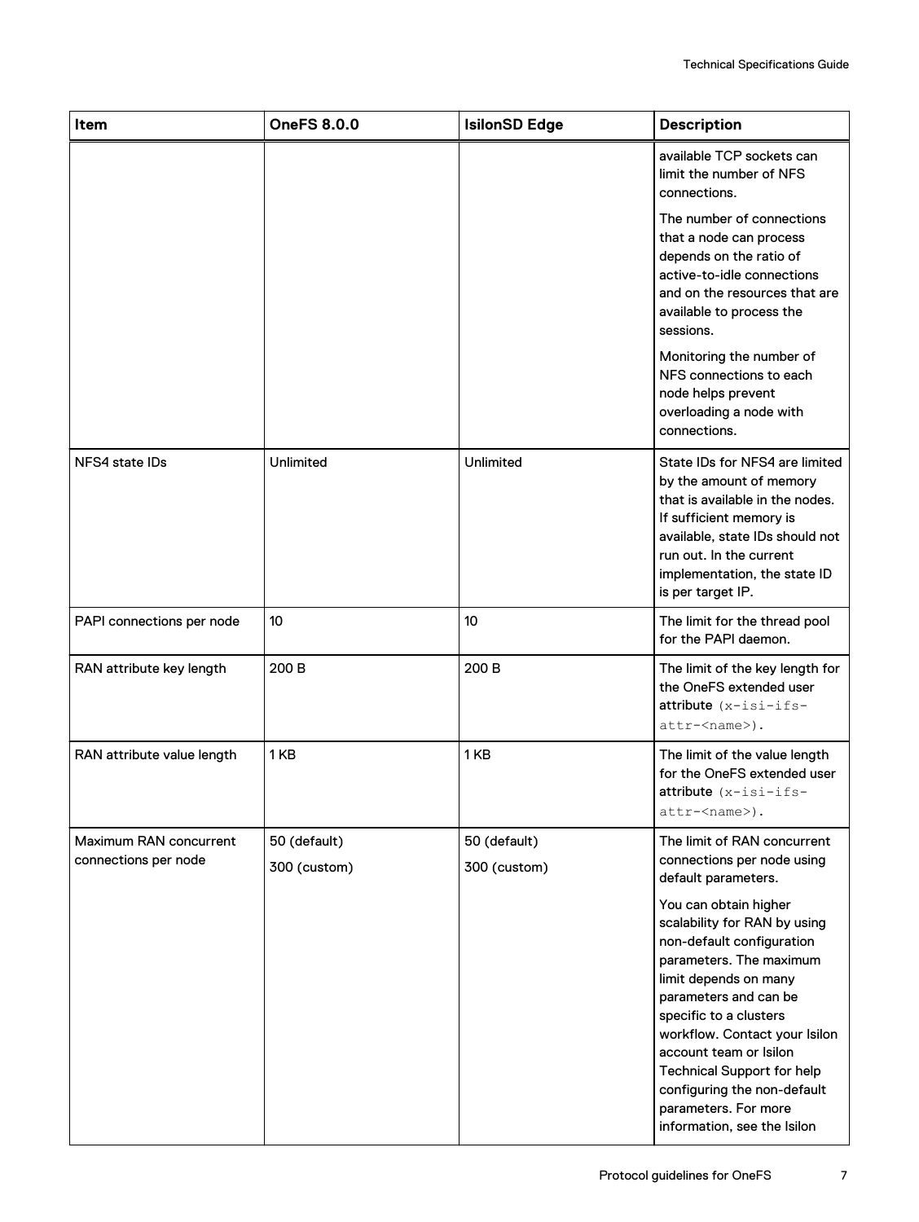| Item | OneFS 8.0.0 | IsilonSD Edge | Description |
|---|---|---|---|
| | | | available TCP sockets can limit the number of NFS connections.<br><br>The number of connections that a node can process depends on the ratio of active-to-idle connections and on the resources that are available to process the sessions.<br><br>Monitoring the number of NFS connections to each node helps prevent overloading a node with connections. |
| NFS4 state IDs | Unlimited | Unlimited | State IDs for NFS4 are limited by the amount of memory that is available in the nodes. If sufficient memory is available, state IDs should not run out. In the current implementation, the state ID is per target IP. |
| PAPI connections per node | 10 | 10 | The limit for the thread pool for the PAPI daemon. |
| RAN attribute key length | 200 B | 200 B | The limit of the key length for the OneFS extended user attribute `(x-isi-ifs-attr-<name>)`. |
| RAN attribute value length | 1 KB | 1 KB | The limit of the value length for the OneFS extended user attribute `(x-isi-ifs-attr-<name>)`. |
| Maximum RAN concurrent connections per node | 50 (default)<br><br>300 (custom) | 50 (default)<br><br>300 (custom) | The limit of RAN concurrent connections per node using default parameters.<br><br>You can obtain higher scalability for RAN by using non-default configuration parameters. The maximum limit depends on many parameters and can be specific to a clusters workflow. Contact your Isilon account team or Isilon Technical Support for help configuring the non-default parameters. For more information, see the Isilon |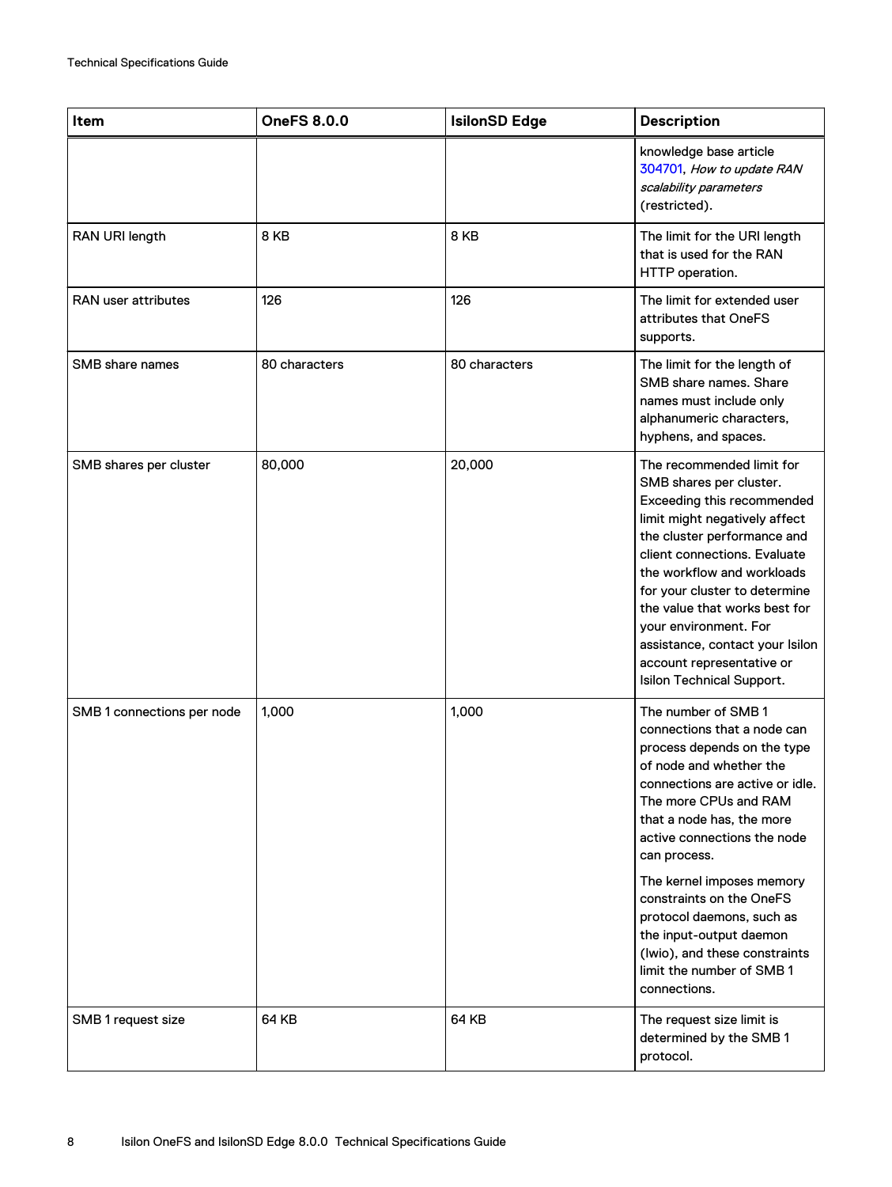| Item | OneFS 8.0.0 | IsilonSD Edge | Description |
| --- | --- | --- | --- |
| | | | knowledge base article 304701, *How to update RAN scalability parameters* (restricted). |
| RAN URI length | 8 KB | 8 KB | The limit for the URI length that is used for the RAN HTTP operation. |
| RAN user attributes | 126 | 126 | The limit for extended user attributes that OneFS supports. |
| SMB share names | 80 characters | 80 characters | The limit for the length of SMB share names. Share names must include only alphanumeric characters, hyphens, and spaces. |
| SMB shares per cluster | 80,000 | 20,000 | The recommended limit for SMB shares per cluster. Exceeding this recommended limit might negatively affect the cluster performance and client connections. Evaluate the workflow and workloads for your cluster to determine the value that works best for your environment. For assistance, contact your Isilon account representative or Isilon Technical Support. |
| SMB 1 connections per node | 1,000 | 1,000 | The number of SMB 1 connections that a node can process depends on the type of node and whether the connections are active or idle. The more CPUs and RAM that a node has, the more active connections the node can process.<br><br>The kernel imposes memory constraints on the OneFS protocol daemons, such as the input-output daemon (lwio), and these constraints limit the number of SMB 1 connections. |
| SMB 1 request size | 64 KB | 64 KB | The request size limit is determined by the SMB 1 protocol. |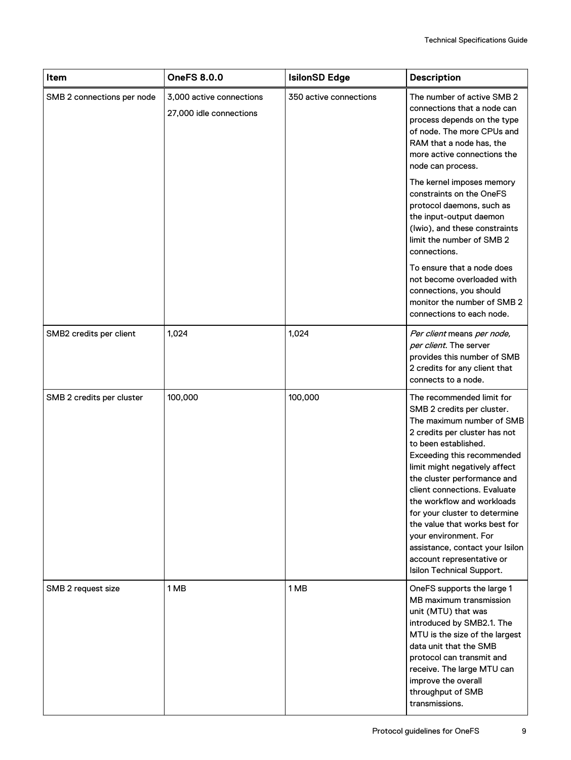| Item | OneFS 8.0.0 | IsilonSD Edge | Description |
| --- | --- | --- | --- |
| SMB 2 connections per node | 3,000 active connections<br><br>27,000 idle connections | 350 active connections | The number of active SMB 2 connections that a node can process depends on the type of node. The more CPUs and RAM that a node has, the more active connections the node can process.<br><br>The kernel imposes memory constraints on the OneFS protocol daemons, such as the input-output daemon (lwio), and these constraints limit the number of SMB 2 connections.<br><br>To ensure that a node does not become overloaded with connections, you should monitor the number of SMB 2 connections to each node. |
| SMB2 credits per client | 1,024 | 1,024 | *Per client* means *per node, per client*. The server provides this number of SMB 2 credits for any client that connects to a node. |
| SMB 2 credits per cluster | 100,000 | 100,000 | The recommended limit for SMB 2 credits per cluster. The maximum number of SMB 2 credits per cluster has not to been established. Exceeding this recommended limit might negatively affect the cluster performance and client connections. Evaluate the workflow and workloads for your cluster to determine the value that works best for your environment. For assistance, contact your Isilon account representative or Isilon Technical Support. |
| SMB 2 request size | 1 MB | 1 MB | OneFS supports the large 1 MB maximum transmission unit (MTU) that was introduced by SMB2.1. The MTU is the size of the largest data unit that the SMB protocol can transmit and receive. The large MTU can improve the overall throughput of SMB transmissions. |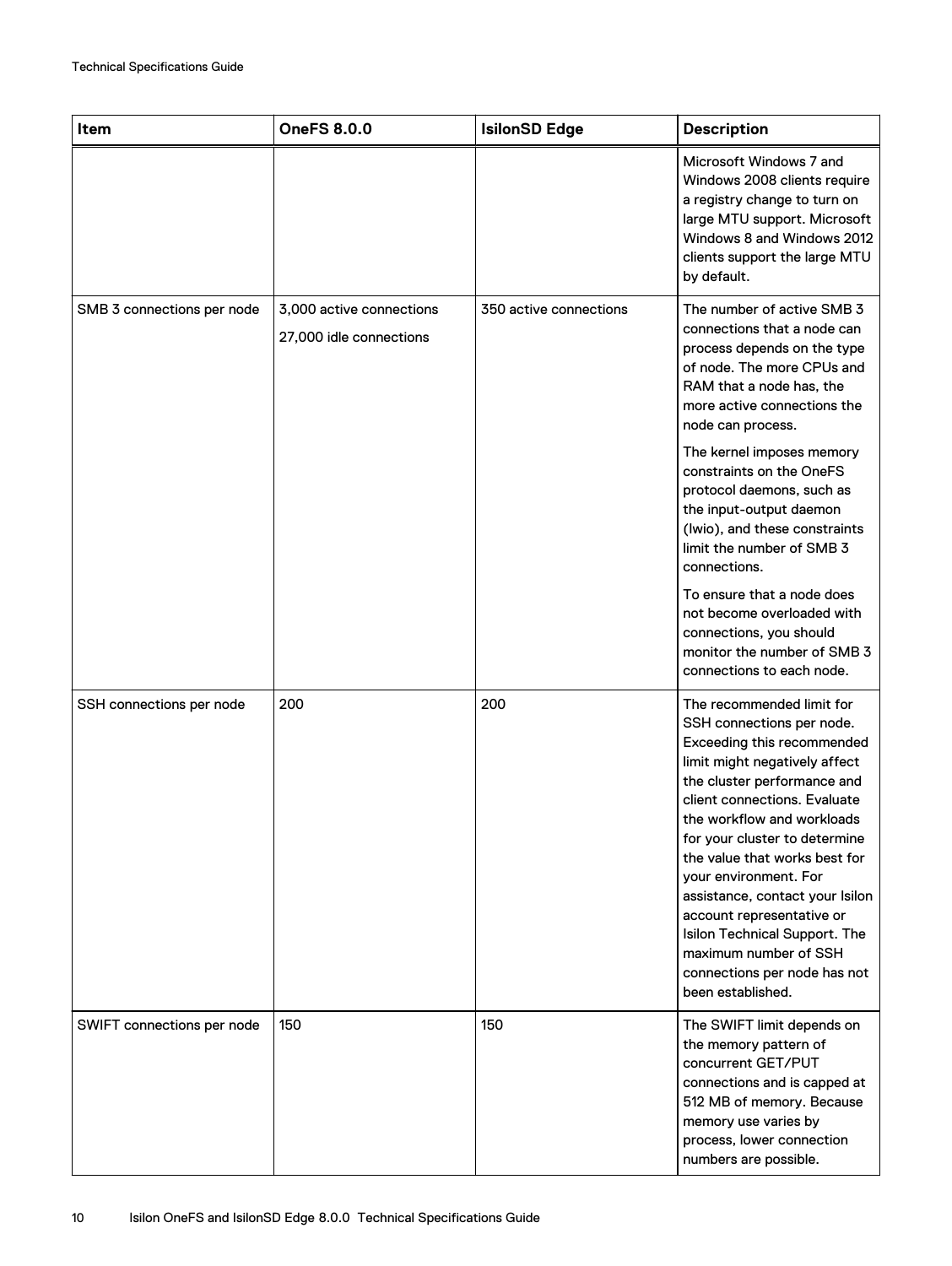| Item | OneFS 8.0.0 | IsilonSD Edge | Description |
|---|---|---|---|
| | | | Microsoft Windows 7 and Windows 2008 clients require a registry change to turn on large MTU support. Microsoft Windows 8 and Windows 2012 clients support the large MTU by default. |
| SMB 3 connections per node | 3,000 active connections<br><br>27,000 idle connections | 350 active connections | The number of active SMB 3 connections that a node can process depends on the type of node. The more CPUs and RAM that a node has, the more active connections the node can process.<br><br>The kernel imposes memory constraints on the OneFS protocol daemons, such as the input-output daemon (lwio), and these constraints limit the number of SMB 3 connections.<br><br>To ensure that a node does not become overloaded with connections, you should monitor the number of SMB 3 connections to each node. |
| SSH connections per node | 200 | 200 | The recommended limit for SSH connections per node. Exceeding this recommended limit might negatively affect the cluster performance and client connections. Evaluate the workflow and workloads for your cluster to determine the value that works best for your environment. For assistance, contact your Isilon account representative or Isilon Technical Support. The maximum number of SSH connections per node has not been established. |
| SWIFT connections per node | 150 | 150 | The SWIFT limit depends on the memory pattern of concurrent GET/PUT connections and is capped at 512 MB of memory. Because memory use varies by process, lower connection numbers are possible. |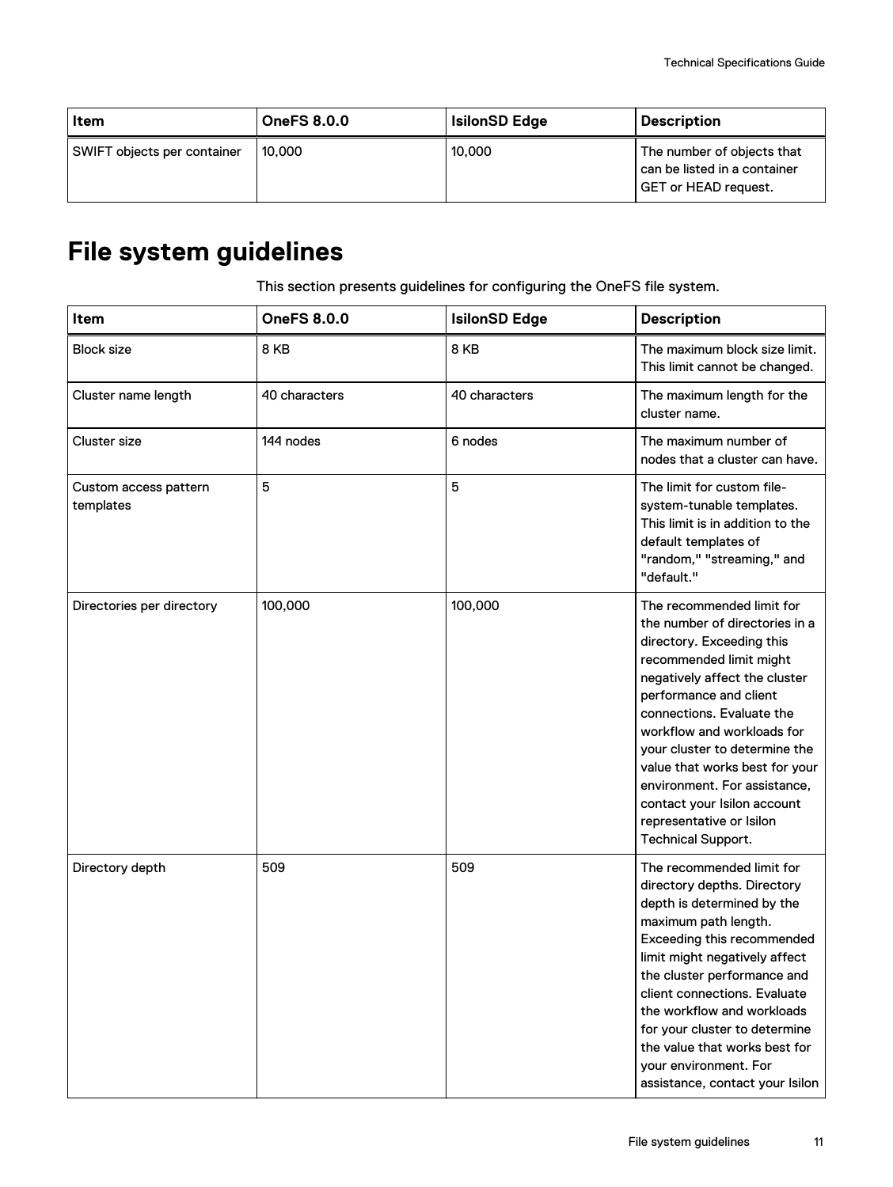| Item | OneFS 8.0.0 | IsilonSD Edge | Description |
|---|---|---|---|
| SWIFT objects per container | 10,000 | 10,000 | The number of objects that can be listed in a container GET or HEAD request. |

# File system guidelines

This section presents guidelines for configuring the OneFS file system.

| Item | OneFS 8.0.0 | IsilonSD Edge | Description |
|---|---|---|---|
| Block size | 8 KB | 8 KB | The maximum block size limit. This limit cannot be changed. |
| Cluster name length | 40 characters | 40 characters | The maximum length for the cluster name. |
| Cluster size | 144 nodes | 6 nodes | The maximum number of nodes that a cluster can have. |
| Custom access pattern templates | 5 | 5 | The limit for custom file-system-tunable templates. This limit is in addition to the default templates of "random," "streaming," and "default." |
| Directories per directory | 100,000 | 100,000 | The recommended limit for the number of directories in a directory. Exceeding this recommended limit might negatively affect the cluster performance and client connections. Evaluate the workflow and workloads for your cluster to determine the value that works best for your environment. For assistance, contact your Isilon account representative or Isilon Technical Support. |
| Directory depth | 509 | 509 | The recommended limit for directory depths. Directory depth is determined by the maximum path length. Exceeding this recommended limit might negatively affect the cluster performance and client connections. Evaluate the workflow and workloads for your cluster to determine the value that works best for your environment. For assistance, contact your Isilon |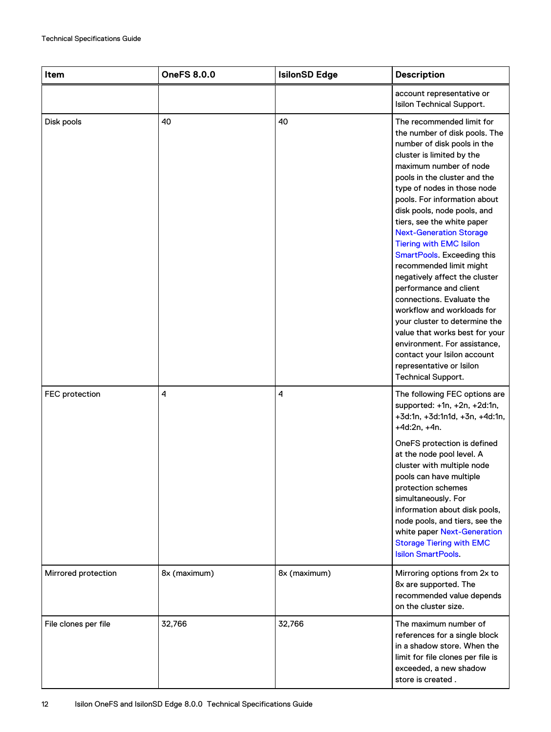| Item | OneFS 8.0.0 | IsilonSD Edge | Description |
| --- | --- | --- | --- |
| | | | account representative or Isilon Technical Support. |
| Disk pools | 40 | 40 | The recommended limit for the number of disk pools. The number of disk pools in the cluster is limited by the maximum number of node pools in the cluster and the type of nodes in those node pools. For information about disk pools, node pools, and tiers, see the white paper Next-Generation Storage Tiering with EMC Isilon SmartPools. Exceeding this recommended limit might negatively affect the cluster performance and client connections. Evaluate the workflow and workloads for your cluster to determine the value that works best for your environment. For assistance, contact your Isilon account representative or Isilon Technical Support. |
| FEC protection | 4 | 4 | The following FEC options are supported: +1n, +2n, +2d:1n, +3d:1n, +3d:1n1d, +3n, +4d:1n, +4d:2n, +4n. OneFS protection is defined at the node pool level. A cluster with multiple node pools can have multiple protection schemes simultaneously. For information about disk pools, node pools, and tiers, see the white paper Next-Generation Storage Tiering with EMC Isilon SmartPools. |
| Mirrored protection | 8x (maximum) | 8x (maximum) | Mirroring options from 2x to 8x are supported. The recommended value depends on the cluster size. |
| File clones per file | 32,766 | 32,766 | The maximum number of references for a single block in a shadow store. When the limit for file clones per file is exceeded, a new shadow store is created . |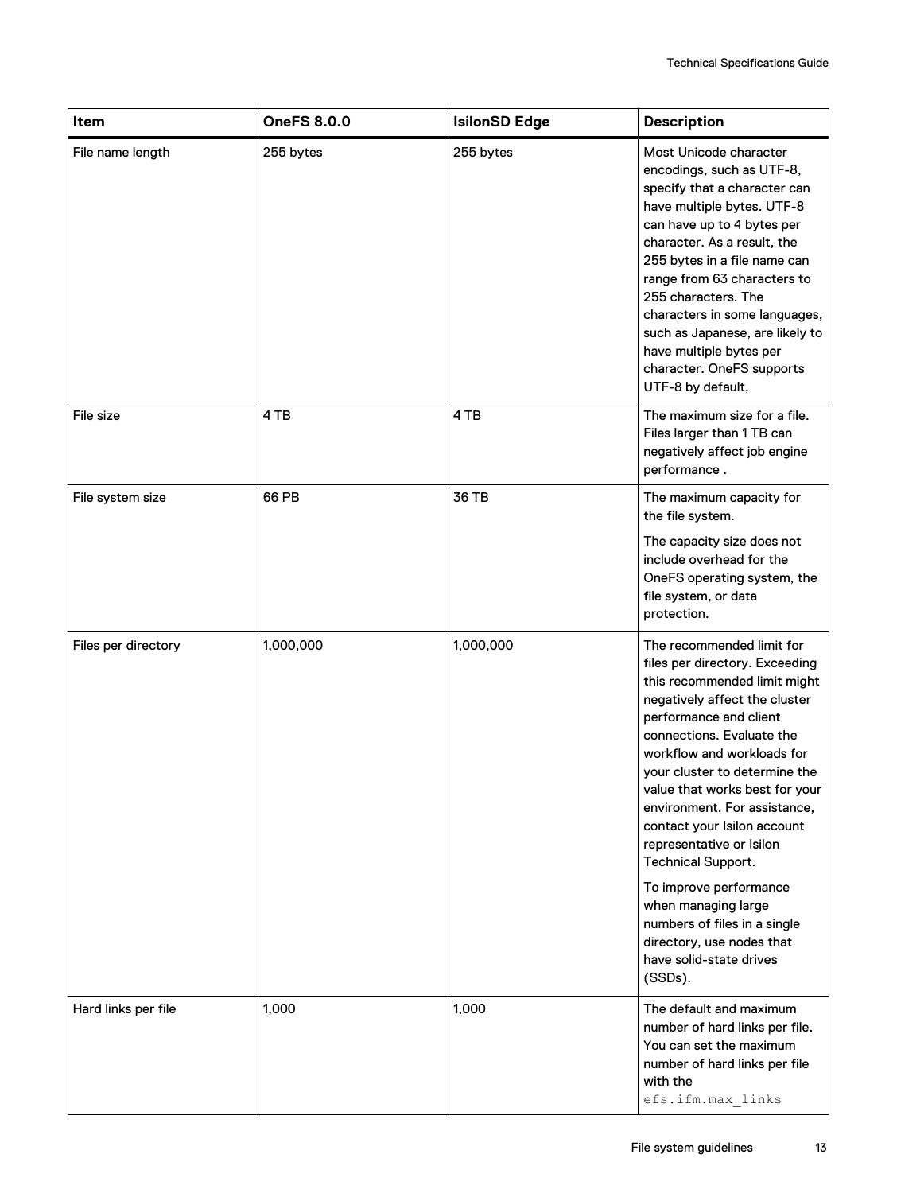| Item | OneFS 8.0.0 | IsilonSD Edge | Description |
| --- | --- | --- | --- |
| File name length | 255 bytes | 255 bytes | Most Unicode character encodings, such as UTF-8, specify that a character can have multiple bytes. UTF-8 can have up to 4 bytes per character. As a result, the 255 bytes in a file name can range from 63 characters to 255 characters. The characters in some languages, such as Japanese, are likely to have multiple bytes per character. OneFS supports UTF-8 by default, |
| File size | 4 TB | 4 TB | The maximum size for a file. Files larger than 1 TB can negatively affect job engine performance . |
| File system size | 66 PB | 36 TB | The maximum capacity for the file system.<br><br>The capacity size does not include overhead for the OneFS operating system, the file system, or data protection. |
| Files per directory | 1,000,000 | 1,000,000 | The recommended limit for files per directory. Exceeding this recommended limit might negatively affect the cluster performance and client connections. Evaluate the workflow and workloads for your cluster to determine the value that works best for your environment. For assistance, contact your Isilon account representative or Isilon Technical Support.<br><br>To improve performance when managing large numbers of files in a single directory, use nodes that have solid-state drives (SSDs). |
| Hard links per file | 1,000 | 1,000 | The default and maximum number of hard links per file. You can set the maximum number of hard links per file with the `efs.ifm.max_links` |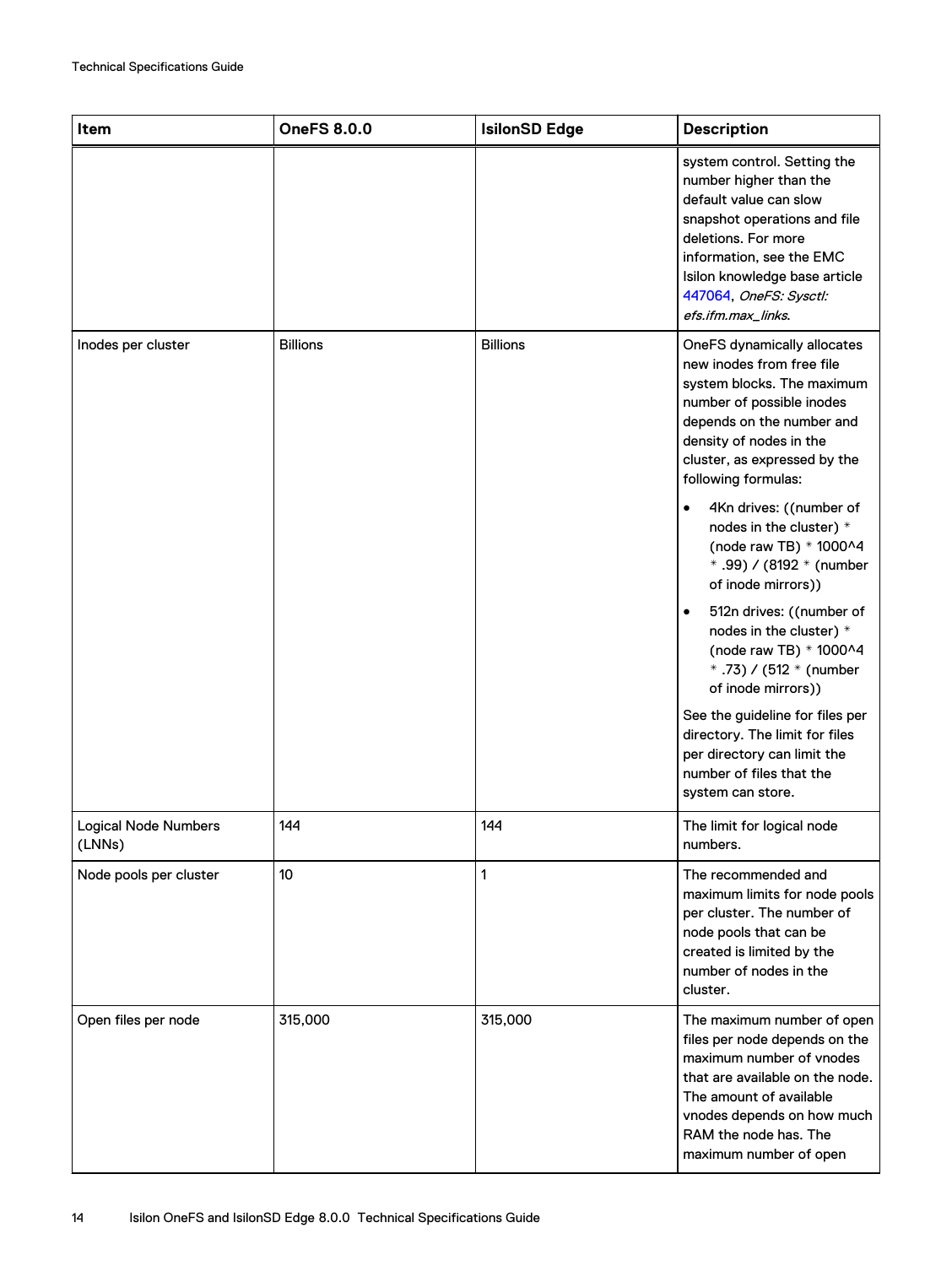| Item | OneFS 8.0.0 | IsilonSD Edge | Description |
| --- | --- | --- | --- |
| | | | system control. Setting the number higher than the default value can slow snapshot operations and file deletions. For more information, see the EMC Isilon knowledge base article 447064, *OneFS: Sysctl: efs.ifm.max_links*. |
| Inodes per cluster | Billions | Billions | OneFS dynamically allocates new inodes from free file system blocks. The maximum number of possible inodes depends on the number and density of nodes in the cluster, as expressed by the following formulas:<br><br>• 4Kn drives: ((number of nodes in the cluster) * (node raw TB) * 1000^4 * .99) / (8192 * (number of inode mirrors))<br><br>• 512n drives: ((number of nodes in the cluster) * (node raw TB) * 1000^4 * .73) / (512 * (number of inode mirrors))<br><br>See the guideline for files per directory. The limit for files per directory can limit the number of files that the system can store. |
| Logical Node Numbers (LNNs) | 144 | 144 | The limit for logical node numbers. |
| Node pools per cluster | 10 | 1 | The recommended and maximum limits for node pools per cluster. The number of node pools that can be created is limited by the number of nodes in the cluster. |
| Open files per node | 315,000 | 315,000 | The maximum number of open files per node depends on the maximum number of vnodes that are available on the node. The amount of available vnodes depends on how much RAM the node has. The maximum number of open |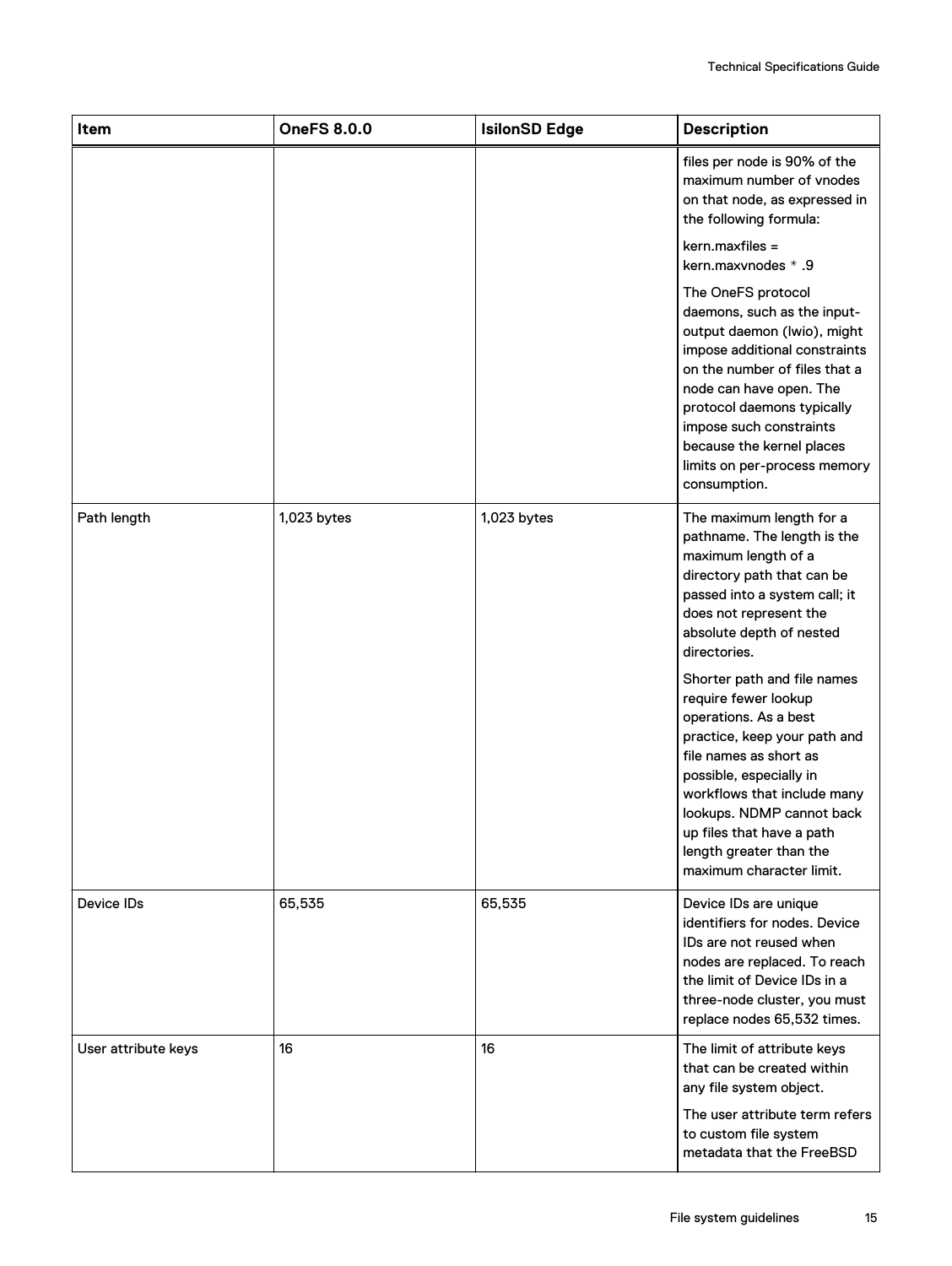| Item | OneFS 8.0.0 | IsilonSD Edge | Description |
|---|---|---|---|
| | | | files per node is 90% of the maximum number of vnodes on that node, as expressed in the following formula:<br><br>kern.maxfiles = kern.maxvnodes * .9<br><br>The OneFS protocol daemons, such as the input-output daemon (lwio), might impose additional constraints on the number of files that a node can have open. The protocol daemons typically impose such constraints because the kernel places limits on per-process memory consumption. |
| Path length | 1,023 bytes | 1,023 bytes | The maximum length for a pathname. The length is the maximum length of a directory path that can be passed into a system call; it does not represent the absolute depth of nested directories.<br><br>Shorter path and file names require fewer lookup operations. As a best practice, keep your path and file names as short as possible, especially in workflows that include many lookups. NDMP cannot back up files that have a path length greater than the maximum character limit. |
| Device IDs | 65,535 | 65,535 | Device IDs are unique identifiers for nodes. Device IDs are not reused when nodes are replaced. To reach the limit of Device IDs in a three-node cluster, you must replace nodes 65,532 times. |
| User attribute keys | 16 | 16 | The limit of attribute keys that can be created within any file system object.<br><br>The user attribute term refers to custom file system metadata that the FreeBSD |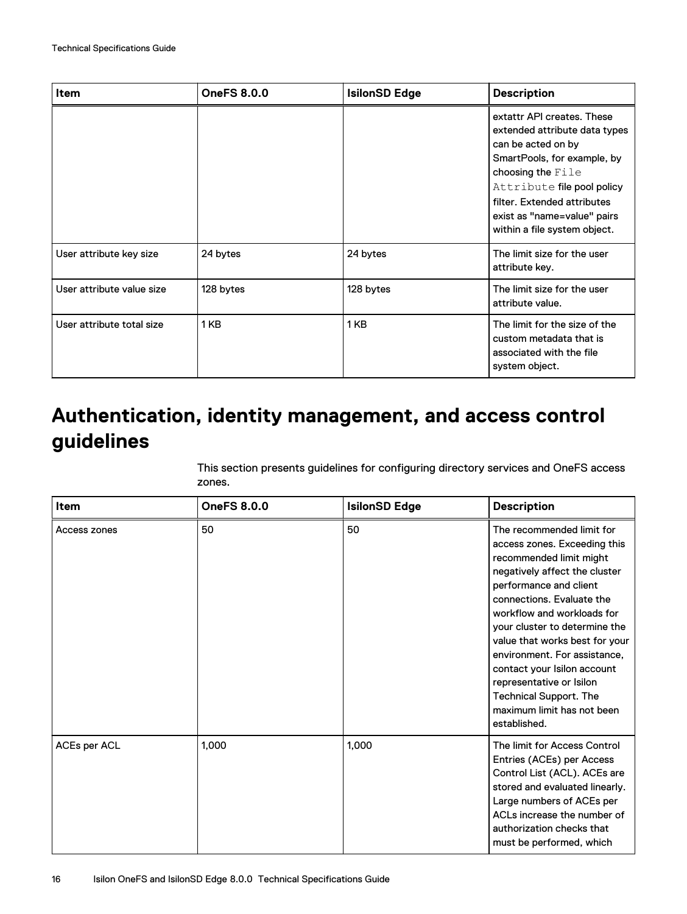| Item | OneFS 8.0.0 | IsilonSD Edge | Description |
|---|---|---|---|
| | | | extattr API creates. These extended attribute data types can be acted on by SmartPools, for example, by choosing the `File Attribute` file pool policy filter. Extended attributes exist as "name=value" pairs within a file system object. |
| User attribute key size | 24 bytes | 24 bytes | The limit size for the user attribute key. |
| User attribute value size | 128 bytes | 128 bytes | The limit size for the user attribute value. |
| User attribute total size | 1 KB | 1 KB | The limit for the size of the custom metadata that is associated with the file system object. |

# Authentication, identity management, and access control guidelines

This section presents guidelines for configuring directory services and OneFS access zones.

| Item | OneFS 8.0.0 | IsilonSD Edge | Description |
|---|---|---|---|
| Access zones | 50 | 50 | The recommended limit for access zones. Exceeding this recommended limit might negatively affect the cluster performance and client connections. Evaluate the workflow and workloads for your cluster to determine the value that works best for your environment. For assistance, contact your Isilon account representative or Isilon Technical Support. The maximum limit has not been established. |
| ACEs per ACL | 1,000 | 1,000 | The limit for Access Control Entries (ACEs) per Access Control List (ACL). ACEs are stored and evaluated linearly. Large numbers of ACEs per ACLs increase the number of authorization checks that must be performed, which |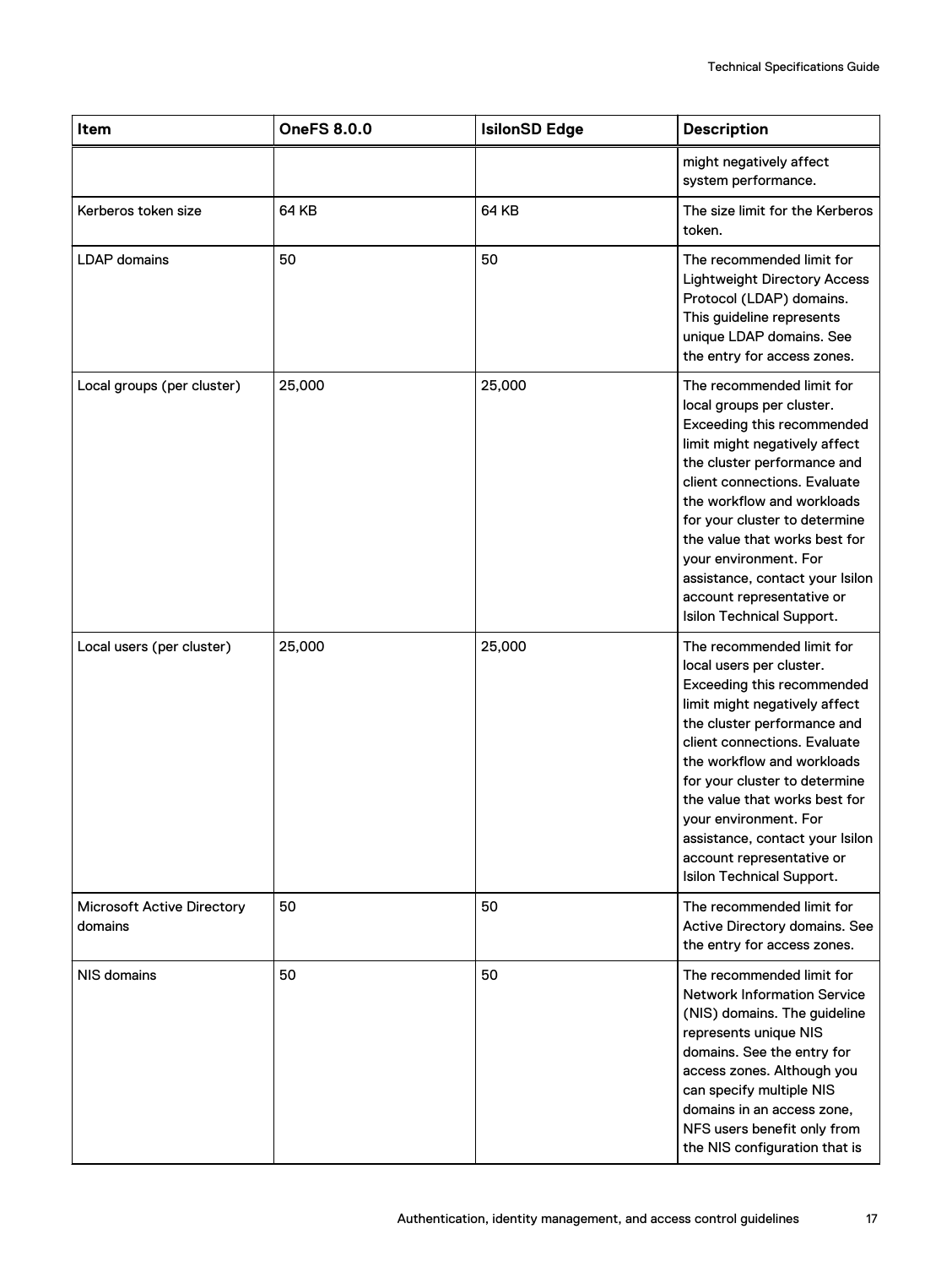| Item | OneFS 8.0.0 | IsilonSD Edge | Description |
| --- | --- | --- | --- |
| | | | might negatively affect system performance. |
| Kerberos token size | 64 KB | 64 KB | The size limit for the Kerberos token. |
| LDAP domains | 50 | 50 | The recommended limit for Lightweight Directory Access Protocol (LDAP) domains. This guideline represents unique LDAP domains. See the entry for access zones. |
| Local groups (per cluster) | 25,000 | 25,000 | The recommended limit for local groups per cluster. Exceeding this recommended limit might negatively affect the cluster performance and client connections. Evaluate the workflow and workloads for your cluster to determine the value that works best for your environment. For assistance, contact your Isilon account representative or Isilon Technical Support. |
| Local users (per cluster) | 25,000 | 25,000 | The recommended limit for local users per cluster. Exceeding this recommended limit might negatively affect the cluster performance and client connections. Evaluate the workflow and workloads for your cluster to determine the value that works best for your environment. For assistance, contact your Isilon account representative or Isilon Technical Support. |
| Microsoft Active Directory domains | 50 | 50 | The recommended limit for Active Directory domains. See the entry for access zones. |
| NIS domains | 50 | 50 | The recommended limit for Network Information Service (NIS) domains. The guideline represents unique NIS domains. See the entry for access zones. Although you can specify multiple NIS domains in an access zone, NFS users benefit only from the NIS configuration that is |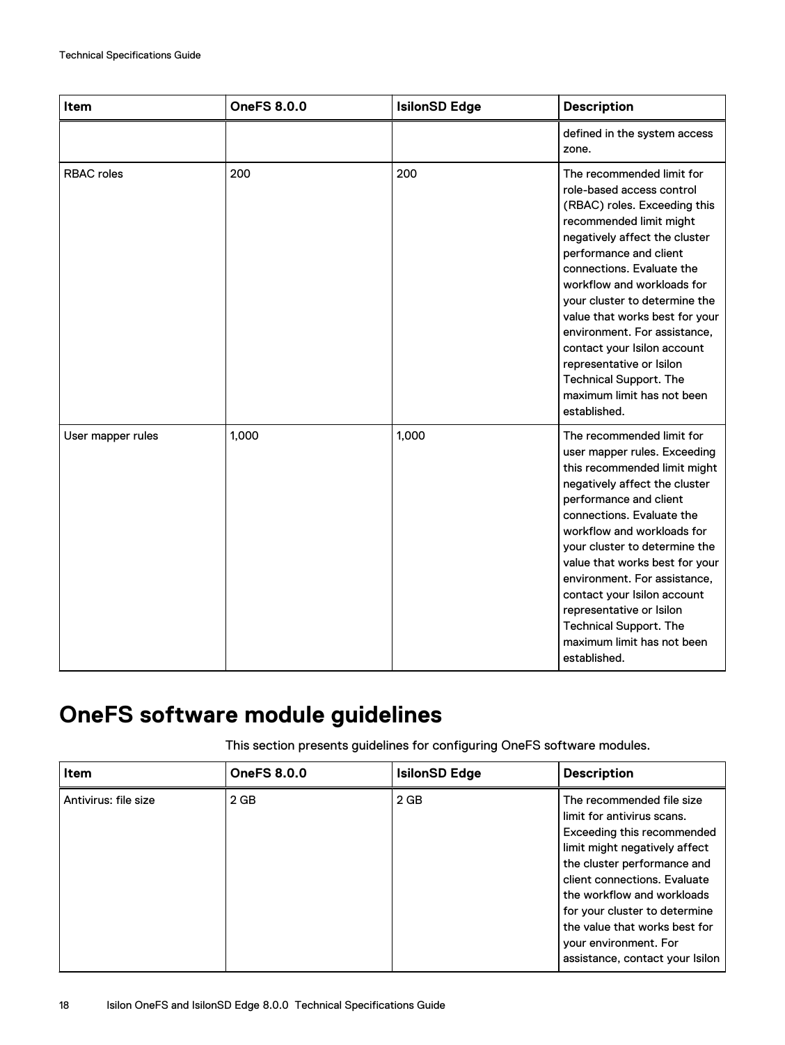| Item | OneFS 8.0.0 | IsilonSD Edge | Description |
|---|---|---|---|
| | | | defined in the system access zone. |
| RBAC roles | 200 | 200 | The recommended limit for role-based access control (RBAC) roles. Exceeding this recommended limit might negatively affect the cluster performance and client connections. Evaluate the workflow and workloads for your cluster to determine the value that works best for your environment. For assistance, contact your Isilon account representative or Isilon Technical Support. The maximum limit has not been established. |
| User mapper rules | 1,000 | 1,000 | The recommended limit for user mapper rules. Exceeding this recommended limit might negatively affect the cluster performance and client connections. Evaluate the workflow and workloads for your cluster to determine the value that works best for your environment. For assistance, contact your Isilon account representative or Isilon Technical Support. The maximum limit has not been established. |

## OneFS software module guidelines

This section presents guidelines for configuring OneFS software modules.

| Item | OneFS 8.0.0 | IsilonSD Edge | Description |
|---|---|---|---|
| Antivirus: file size | 2 GB | 2 GB | The recommended file size limit for antivirus scans. Exceeding this recommended limit might negatively affect the cluster performance and client connections. Evaluate the workflow and workloads for your cluster to determine the value that works best for your environment. For assistance, contact your Isilon |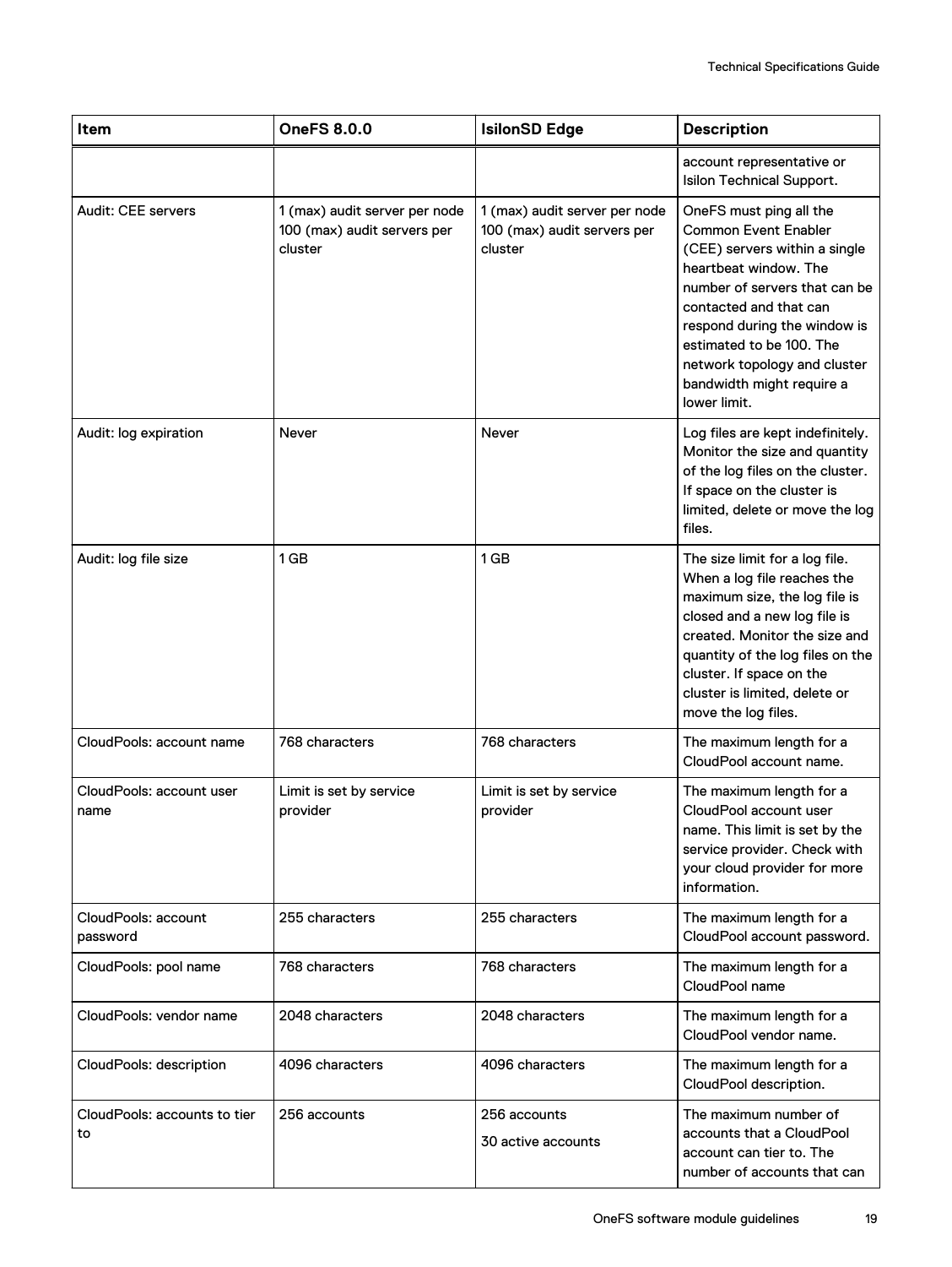| Item | OneFS 8.0.0 | IsilonSD Edge | Description |
|---|---|---|---|
| | | | account representative or Isilon Technical Support. |
| Audit: CEE servers | 1 (max) audit server per node 100 (max) audit servers per cluster | 1 (max) audit server per node 100 (max) audit servers per cluster | OneFS must ping all the Common Event Enabler (CEE) servers within a single heartbeat window. The number of servers that can be contacted and that can respond during the window is estimated to be 100. The network topology and cluster bandwidth might require a lower limit. |
| Audit: log expiration | Never | Never | Log files are kept indefinitely. Monitor the size and quantity of the log files on the cluster. If space on the cluster is limited, delete or move the log files. |
| Audit: log file size | 1 GB | 1 GB | The size limit for a log file. When a log file reaches the maximum size, the log file is closed and a new log file is created. Monitor the size and quantity of the log files on the cluster. If space on the cluster is limited, delete or move the log files. |
| CloudPools: account name | 768 characters | 768 characters | The maximum length for a CloudPool account name. |
| CloudPools: account user name | Limit is set by service provider | Limit is set by service provider | The maximum length for a CloudPool account user name. This limit is set by the service provider. Check with your cloud provider for more information. |
| CloudPools: account password | 255 characters | 255 characters | The maximum length for a CloudPool account password. |
| CloudPools: pool name | 768 characters | 768 characters | The maximum length for a CloudPool name |
| CloudPools: vendor name | 2048 characters | 2048 characters | The maximum length for a CloudPool vendor name. |
| CloudPools: description | 4096 characters | 4096 characters | The maximum length for a CloudPool description. |
| CloudPools: accounts to tier to | 256 accounts | 256 accounts<br>30 active accounts | The maximum number of accounts that a CloudPool account can tier to. The number of accounts that can |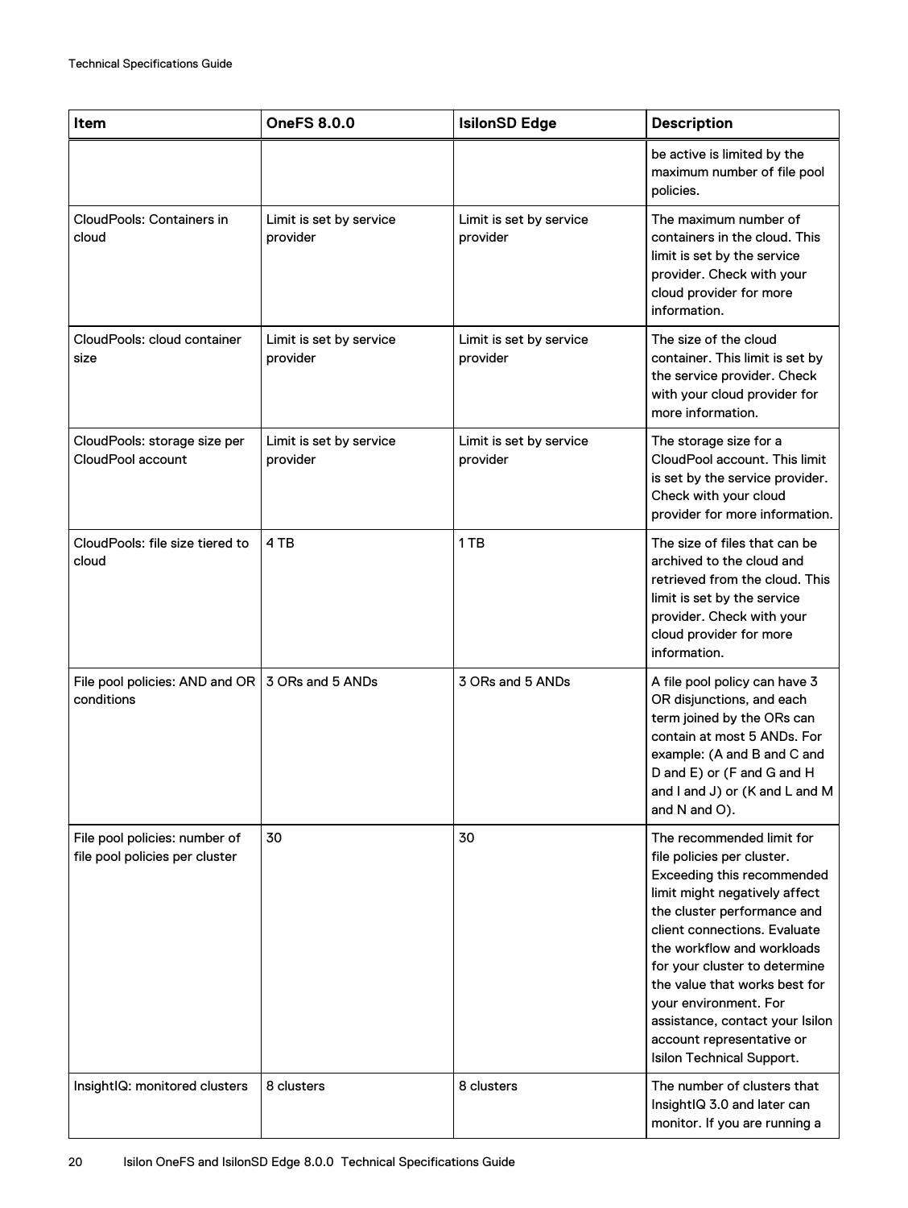| Item | OneFS 8.0.0 | IsilonSD Edge | Description |
|---|---|---|---|
| | | | be active is limited by the maximum number of file pool policies. |
| CloudPools: Containers in cloud | Limit is set by service provider | Limit is set by service provider | The maximum number of containers in the cloud. This limit is set by the service provider. Check with your cloud provider for more information. |
| CloudPools: cloud container size | Limit is set by service provider | Limit is set by service provider | The size of the cloud container. This limit is set by the service provider. Check with your cloud provider for more information. |
| CloudPools: storage size per CloudPool account | Limit is set by service provider | Limit is set by service provider | The storage size for a CloudPool account. This limit is set by the service provider. Check with your cloud provider for more information. |
| CloudPools: file size tiered to cloud | 4 TB | 1 TB | The size of files that can be archived to the cloud and retrieved from the cloud. This limit is set by the service provider. Check with your cloud provider for more information. |
| File pool policies: AND and OR conditions | 3 ORs and 5 ANDs | 3 ORs and 5 ANDs | A file pool policy can have 3 OR disjunctions, and each term joined by the ORs can contain at most 5 ANDs. For example: (A and B and C and D and E) or (F and G and H and I and J) or (K and L and M and N and O). |
| File pool policies: number of file pool policies per cluster | 30 | 30 | The recommended limit for file policies per cluster. Exceeding this recommended limit might negatively affect the cluster performance and client connections. Evaluate the workflow and workloads for your cluster to determine the value that works best for your environment. For assistance, contact your Isilon account representative or Isilon Technical Support. |
| InsightIQ: monitored clusters | 8 clusters | 8 clusters | The number of clusters that InsightIQ 3.0 and later can monitor. If you are running a |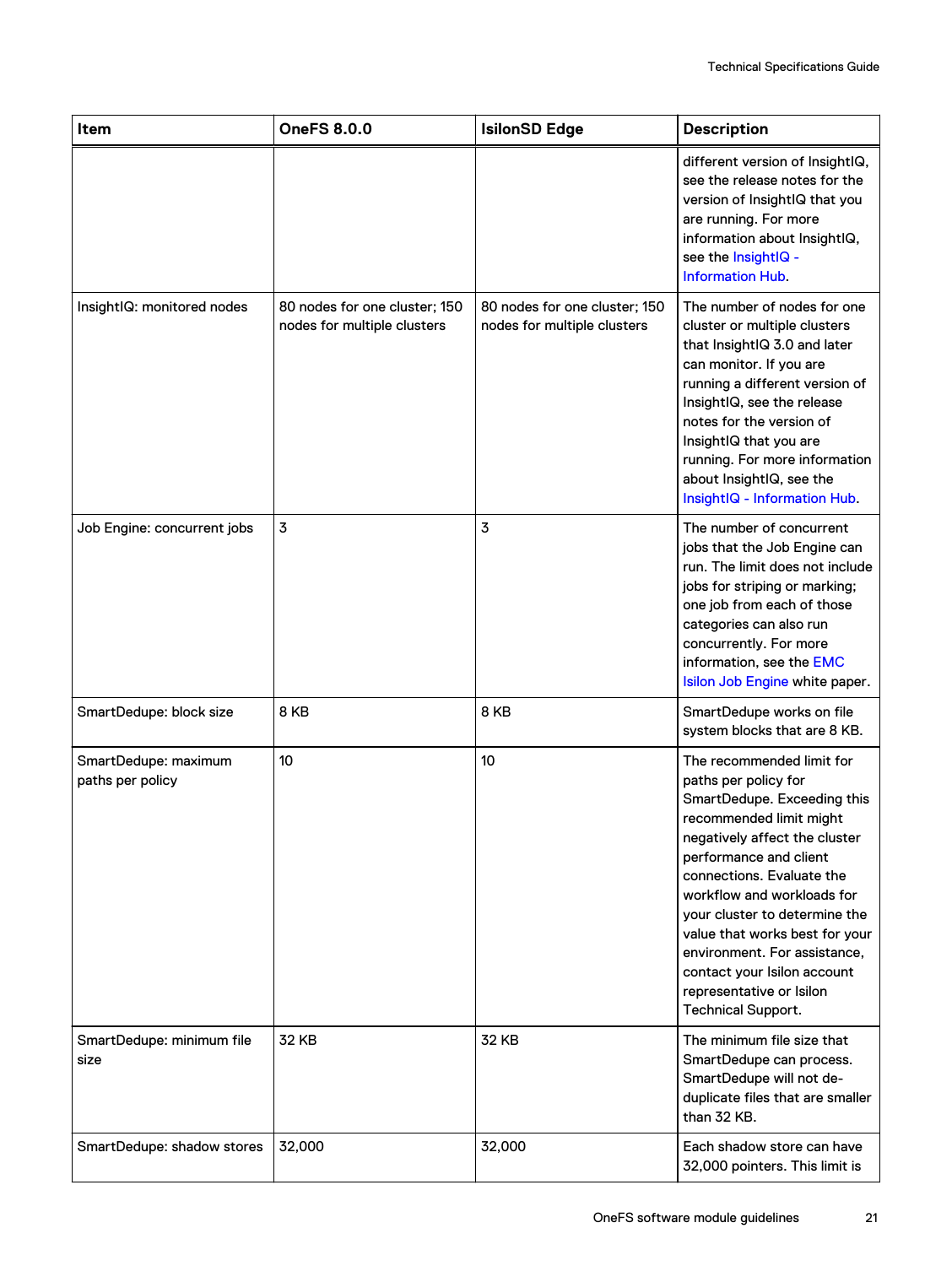| Item | OneFS 8.0.0 | IsilonSD Edge | Description |
|---|---|---|---|
| | | | different version of InsightIQ, see the release notes for the version of InsightIQ that you are running. For more information about InsightIQ, see the InsightIQ - Information Hub. |
| InsightIQ: monitored nodes | 80 nodes for one cluster; 150 nodes for multiple clusters | 80 nodes for one cluster; 150 nodes for multiple clusters | The number of nodes for one cluster or multiple clusters that InsightIQ 3.0 and later can monitor. If you are running a different version of InsightIQ, see the release notes for the version of InsightIQ that you are running. For more information about InsightIQ, see the InsightIQ - Information Hub. |
| Job Engine: concurrent jobs | 3 | 3 | The number of concurrent jobs that the Job Engine can run. The limit does not include jobs for striping or marking; one job from each of those categories can also run concurrently. For more information, see the EMC Isilon Job Engine white paper. |
| SmartDedupe: block size | 8 KB | 8 KB | SmartDedupe works on file system blocks that are 8 KB. |
| SmartDedupe: maximum paths per policy | 10 | 10 | The recommended limit for paths per policy for SmartDedupe. Exceeding this recommended limit might negatively affect the cluster performance and client connections. Evaluate the workflow and workloads for your cluster to determine the value that works best for your environment. For assistance, contact your Isilon account representative or Isilon Technical Support. |
| SmartDedupe: minimum file size | 32 KB | 32 KB | The minimum file size that SmartDedupe can process. SmartDedupe will not de-duplicate files that are smaller than 32 KB. |
| SmartDedupe: shadow stores | 32,000 | 32,000 | Each shadow store can have 32,000 pointers. This limit is |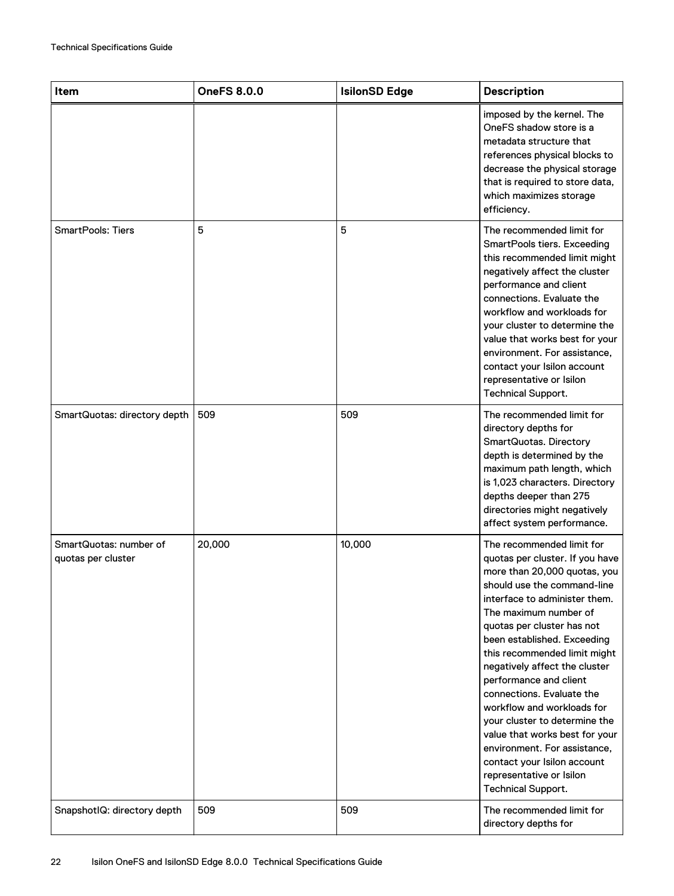| Item | OneFS 8.0.0 | IsilonSD Edge | Description |
| --- | --- | --- | --- |
| | | | imposed by the kernel. The OneFS shadow store is a metadata structure that references physical blocks to decrease the physical storage that is required to store data, which maximizes storage efficiency. |
| SmartPools: Tiers | 5 | 5 | The recommended limit for SmartPools tiers. Exceeding this recommended limit might negatively affect the cluster performance and client connections. Evaluate the workflow and workloads for your cluster to determine the value that works best for your environment. For assistance, contact your Isilon account representative or Isilon Technical Support. |
| SmartQuotas: directory depth | 509 | 509 | The recommended limit for directory depths for SmartQuotas. Directory depth is determined by the maximum path length, which is 1,023 characters. Directory depths deeper than 275 directories might negatively affect system performance. |
| SmartQuotas: number of quotas per cluster | 20,000 | 10,000 | The recommended limit for quotas per cluster. If you have more than 20,000 quotas, you should use the command-line interface to administer them. The maximum number of quotas per cluster has not been established. Exceeding this recommended limit might negatively affect the cluster performance and client connections. Evaluate the workflow and workloads for your cluster to determine the value that works best for your environment. For assistance, contact your Isilon account representative or Isilon Technical Support. |
| SnapshotIQ: directory depth | 509 | 509 | The recommended limit for directory depths for |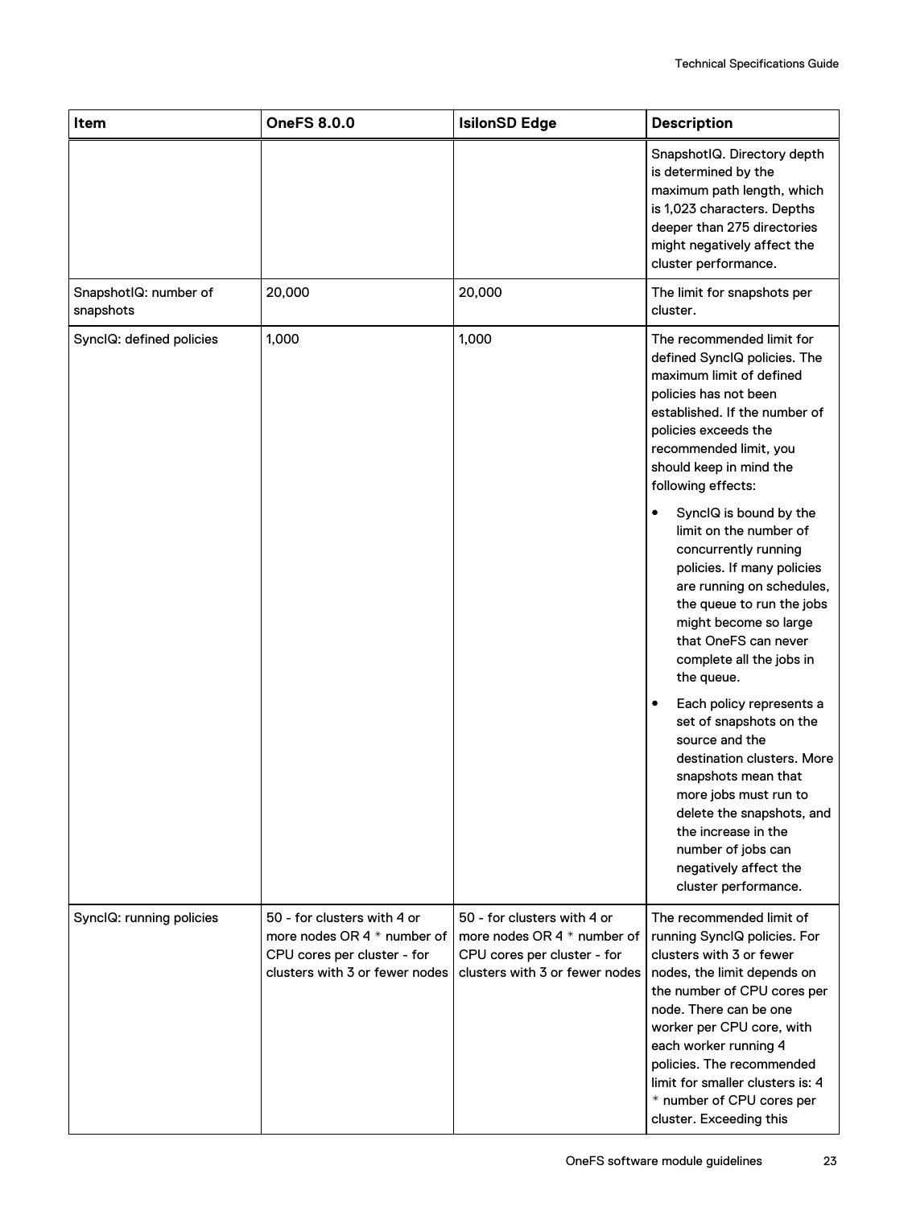| Item | OneFS 8.0.0 | IsilonSD Edge | Description |
| --- | --- | --- | --- |
| | | | SnapshotIQ. Directory depth is determined by the maximum path length, which is 1,023 characters. Depths deeper than 275 directories might negatively affect the cluster performance. |
| SnapshotIQ: number of snapshots | 20,000 | 20,000 | The limit for snapshots per cluster. |
| SyncIQ: defined policies | 1,000 | 1,000 | The recommended limit for defined SyncIQ policies. The maximum limit of defined policies has not been established. If the number of policies exceeds the recommended limit, you should keep in mind the following effects:<br>• SyncIQ is bound by the limit on the number of concurrently running policies. If many policies are running on schedules, the queue to run the jobs might become so large that OneFS can never complete all the jobs in the queue.<br>• Each policy represents a set of snapshots on the source and the destination clusters. More snapshots mean that more jobs must run to delete the snapshots, and the increase in the number of jobs can negatively affect the cluster performance. |
| SyncIQ: running policies | 50 - for clusters with 4 or more nodes OR 4 * number of CPU cores per cluster - for clusters with 3 or fewer nodes | 50 - for clusters with 4 or more nodes OR 4 * number of CPU cores per cluster - for clusters with 3 or fewer nodes | The recommended limit of running SyncIQ policies. For clusters with 3 or fewer nodes, the limit depends on the number of CPU cores per node. There can be one worker per CPU core, with each worker running 4 policies. The recommended limit for smaller clusters is: 4 * number of CPU cores per cluster. Exceeding this |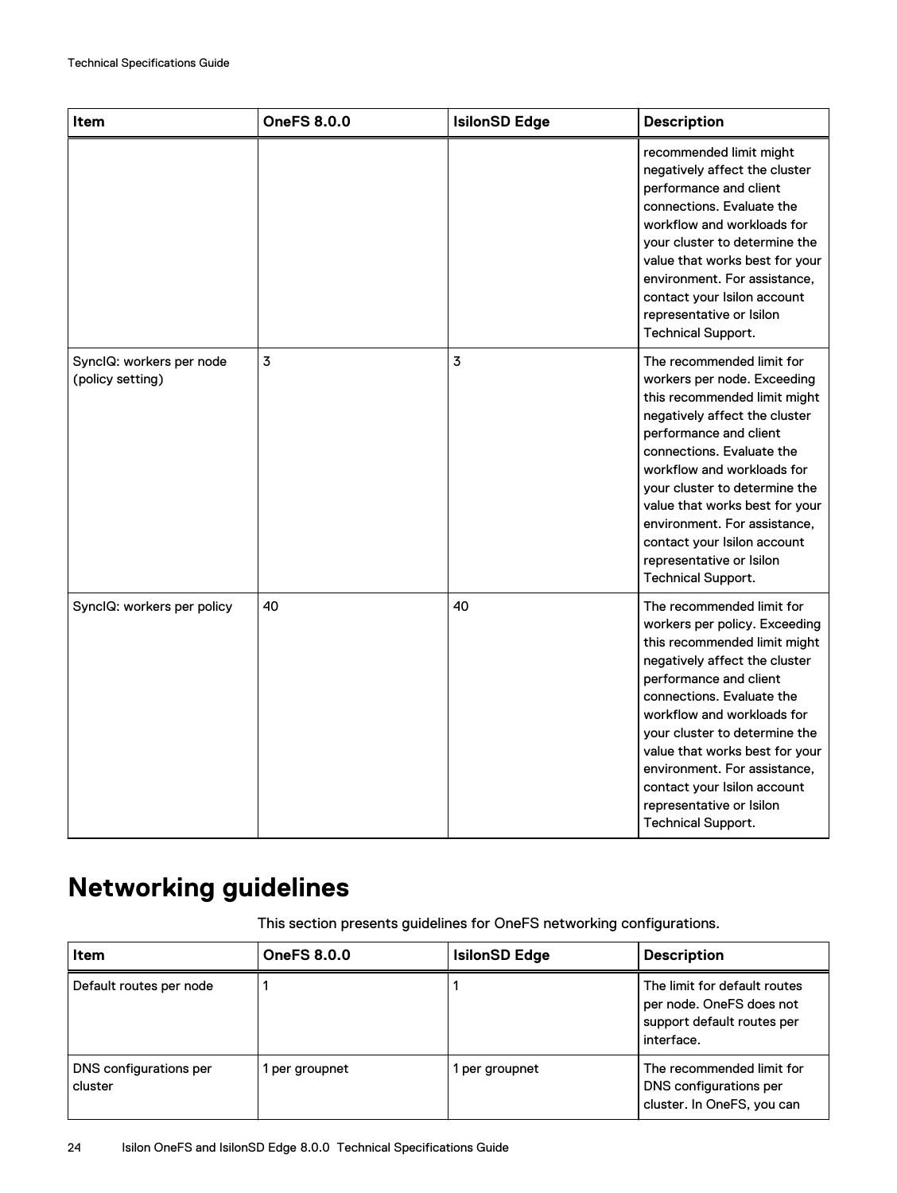| Item | OneFS 8.0.0 | IsilonSD Edge | Description |
| --- | --- | --- | --- |
| | | | recommended limit might negatively affect the cluster performance and client connections. Evaluate the workflow and workloads for your cluster to determine the value that works best for your environment. For assistance, contact your Isilon account representative or Isilon Technical Support. |
| SyncIQ: workers per node (policy setting) | 3 | 3 | The recommended limit for workers per node. Exceeding this recommended limit might negatively affect the cluster performance and client connections. Evaluate the workflow and workloads for your cluster to determine the value that works best for your environment. For assistance, contact your Isilon account representative or Isilon Technical Support. |
| SyncIQ: workers per policy | 40 | 40 | The recommended limit for workers per policy. Exceeding this recommended limit might negatively affect the cluster performance and client connections. Evaluate the workflow and workloads for your cluster to determine the value that works best for your environment. For assistance, contact your Isilon account representative or Isilon Technical Support. |

# Networking guidelines

This section presents guidelines for OneFS networking configurations.

| Item | OneFS 8.0.0 | IsilonSD Edge | Description |
| --- | --- | --- | --- |
| Default routes per node | 1 | 1 | The limit for default routes per node. OneFS does not support default routes per interface. |
| DNS configurations per cluster | 1 per groupnet | 1 per groupnet | The recommended limit for DNS configurations per cluster. In OneFS, you can |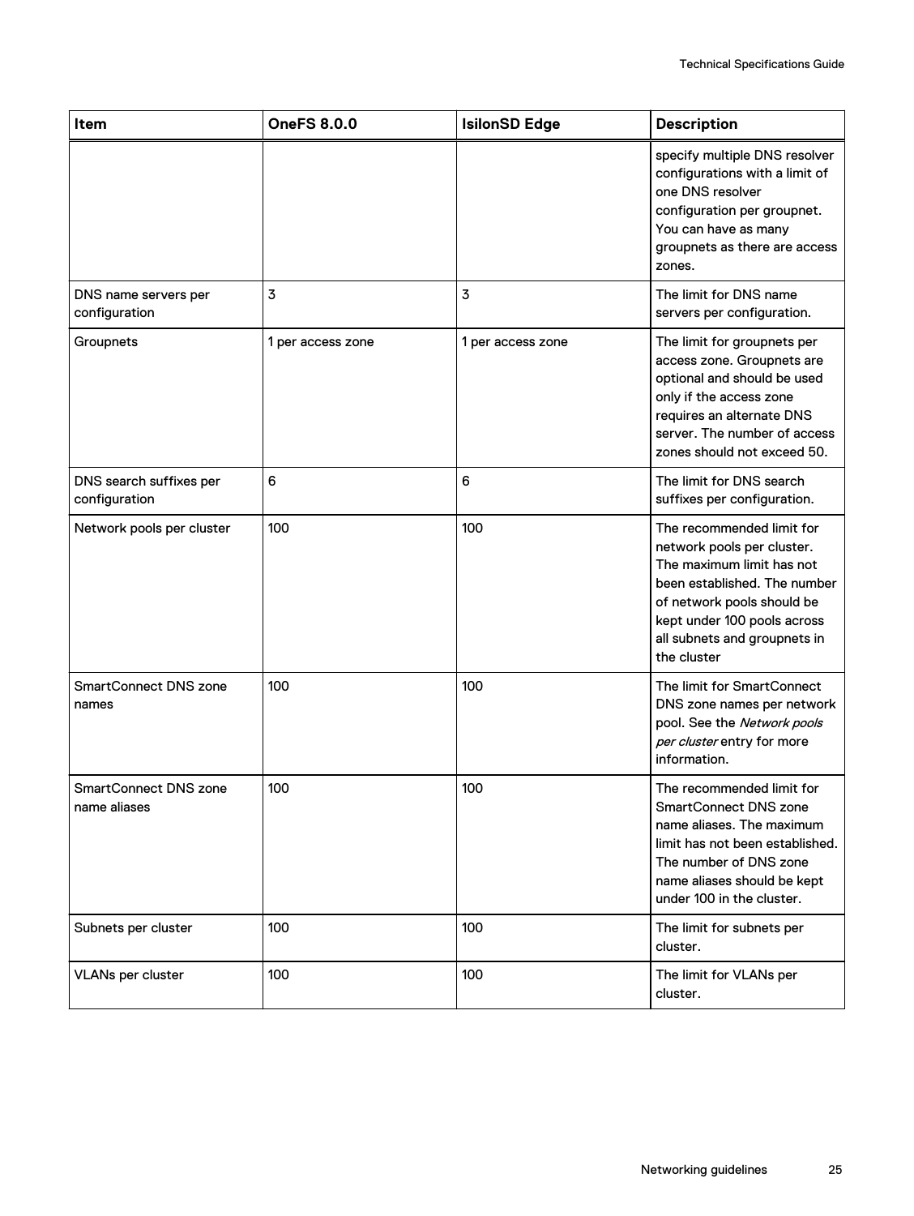| Item | OneFS 8.0.0 | IsilonSD Edge | Description |
|---|---|---|---|
| | | | specify multiple DNS resolver configurations with a limit of one DNS resolver configuration per groupnet. You can have as many groupnets as there are access zones. |
| DNS name servers per configuration | 3 | 3 | The limit for DNS name servers per configuration. |
| Groupnets | 1 per access zone | 1 per access zone | The limit for groupnets per access zone. Groupnets are optional and should be used only if the access zone requires an alternate DNS server. The number of access zones should not exceed 50. |
| DNS search suffixes per configuration | 6 | 6 | The limit for DNS search suffixes per configuration. |
| Network pools per cluster | 100 | 100 | The recommended limit for network pools per cluster. The maximum limit has not been established. The number of network pools should be kept under 100 pools across all subnets and groupnets in the cluster |
| SmartConnect DNS zone names | 100 | 100 | The limit for SmartConnect DNS zone names per network pool. See the *Network pools per cluster* entry for more information. |
| SmartConnect DNS zone name aliases | 100 | 100 | The recommended limit for SmartConnect DNS zone name aliases. The maximum limit has not been established. The number of DNS zone name aliases should be kept under 100 in the cluster. |
| Subnets per cluster | 100 | 100 | The limit for subnets per cluster. |
| VLANs per cluster | 100 | 100 | The limit for VLANs per cluster. |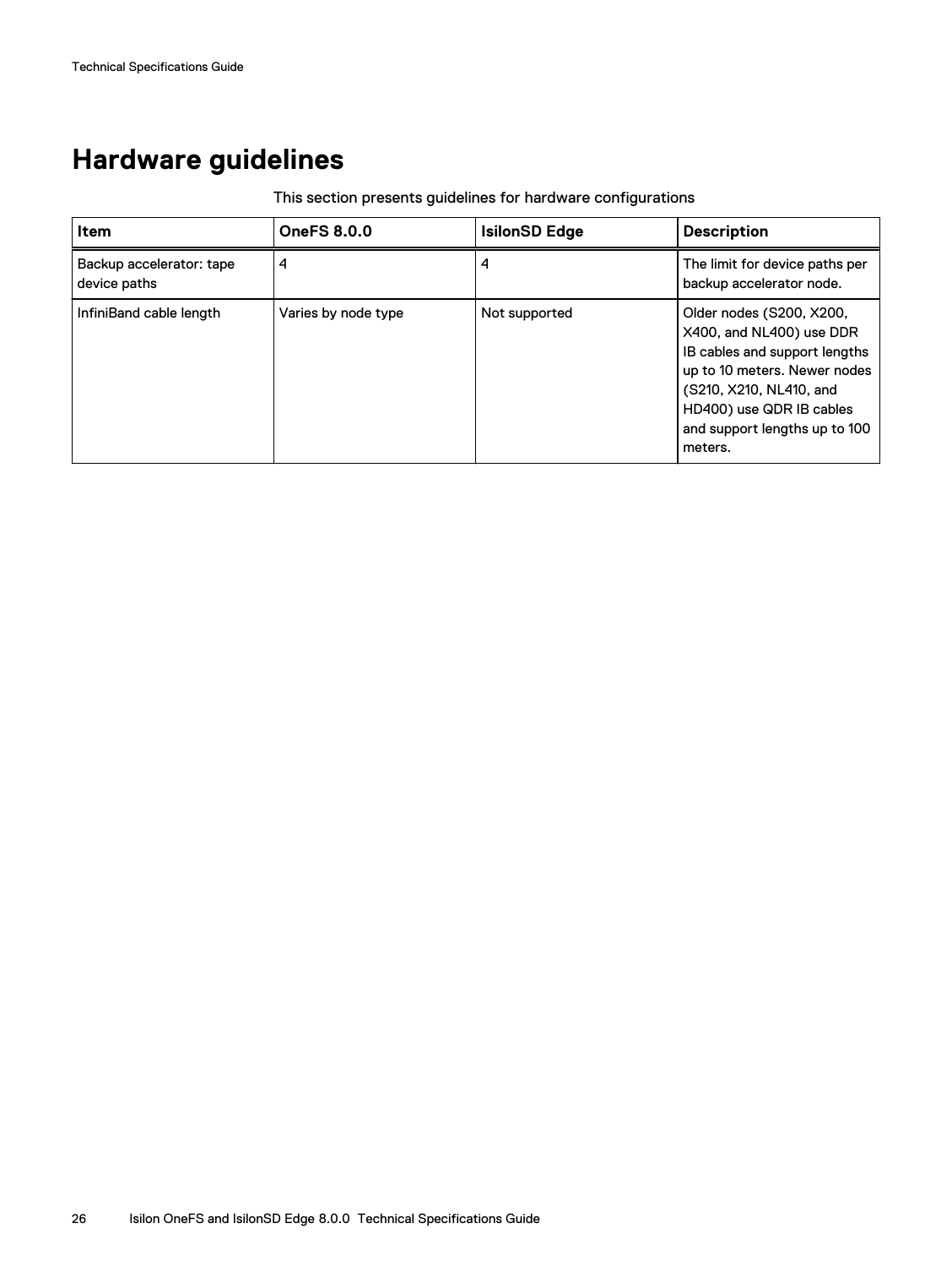# Hardware guidelines

This section presents guidelines for hardware configurations

| Item | OneFS 8.0.0 | IsilonSD Edge | Description |
| --- | --- | --- | --- |
| Backup accelerator: tape device paths | 4 | 4 | The limit for device paths per backup accelerator node. |
| InfiniBand cable length | Varies by node type | Not supported | Older nodes (S200, X200, X400, and NL400) use DDR IB cables and support lengths up to 10 meters. Newer nodes (S210, X210, NL410, and HD400) use QDR IB cables and support lengths up to 100 meters. |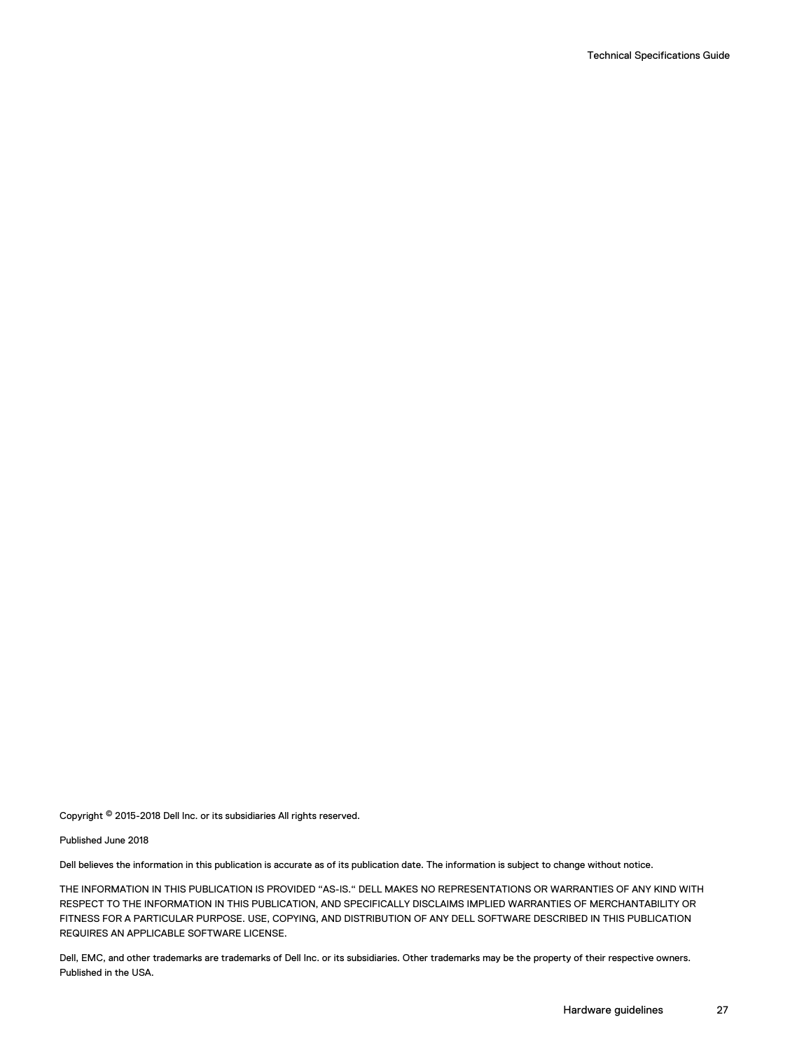Copyright © 2015-2018 Dell Inc. or its subsidiaries All rights reserved.

Published June 2018

Dell believes the information in this publication is accurate as of its publication date. The information is subject to change without notice.

THE INFORMATION IN THIS PUBLICATION IS PROVIDED "AS-IS." DELL MAKES NO REPRESENTATIONS OR WARRANTIES OF ANY KIND WITH RESPECT TO THE INFORMATION IN THIS PUBLICATION, AND SPECIFICALLY DISCLAIMS IMPLIED WARRANTIES OF MERCHANTABILITY OR FITNESS FOR A PARTICULAR PURPOSE. USE, COPYING, AND DISTRIBUTION OF ANY DELL SOFTWARE DESCRIBED IN THIS PUBLICATION REQUIRES AN APPLICABLE SOFTWARE LICENSE.

Dell, EMC, and other trademarks are trademarks of Dell Inc. or its subsidiaries. Other trademarks may be the property of their respective owners. Published in the USA.